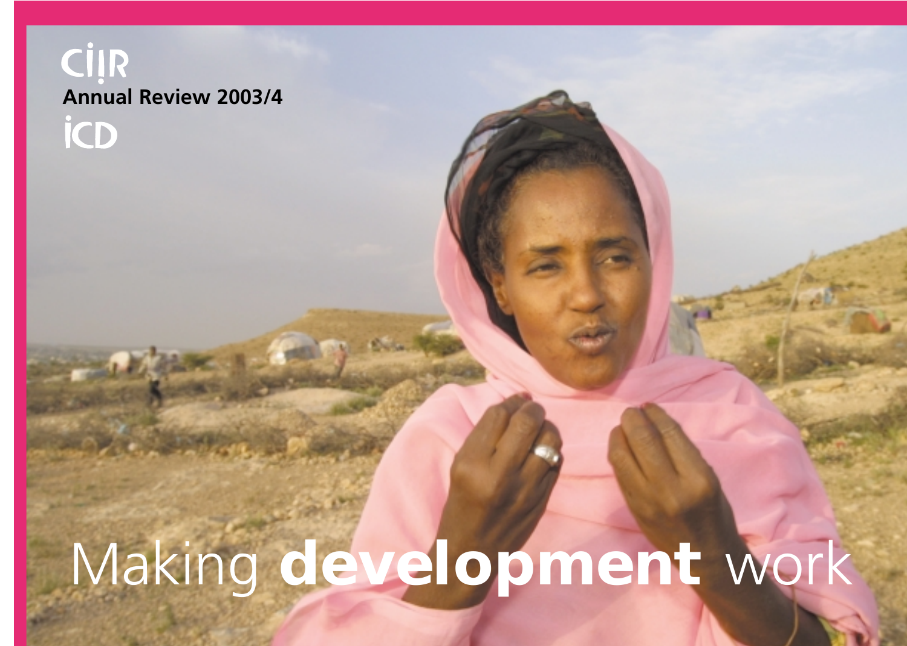CIIR

Annual Review 2003/4

ICD

# Making **development** work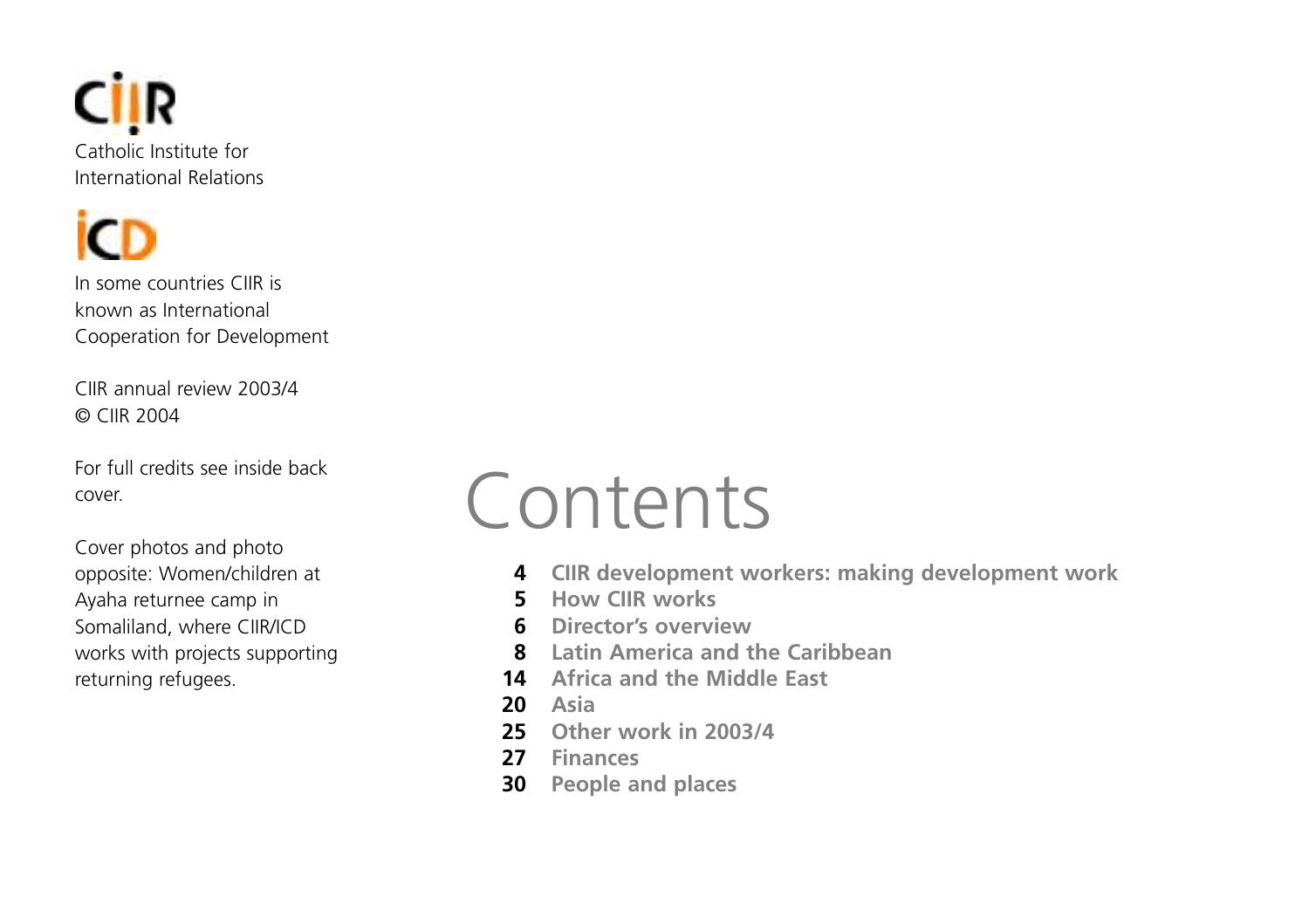**CIIR**

Catholic Institute for International Relations

**ICD**

In some countries CIIR is known as International Cooperation for Development

CIIR annual review 2003/4
© CIIR 2004

For full credits see inside back cover.

Cover photos and photo opposite: Women/children at Ayaha returnee camp in Somaliland, where CIIR/ICD works with projects supporting returning refugees.

# Contents

**4** **CIIR development workers: making development work**
**5** **How CIIR works**
**6** **Director's overview**
**8** **Latin America and the Caribbean**
**14** **Africa and the Middle East**
**20** **Asia**
**25** **Other work in 2003/4**
**27** **Finances**
**30** **People and places**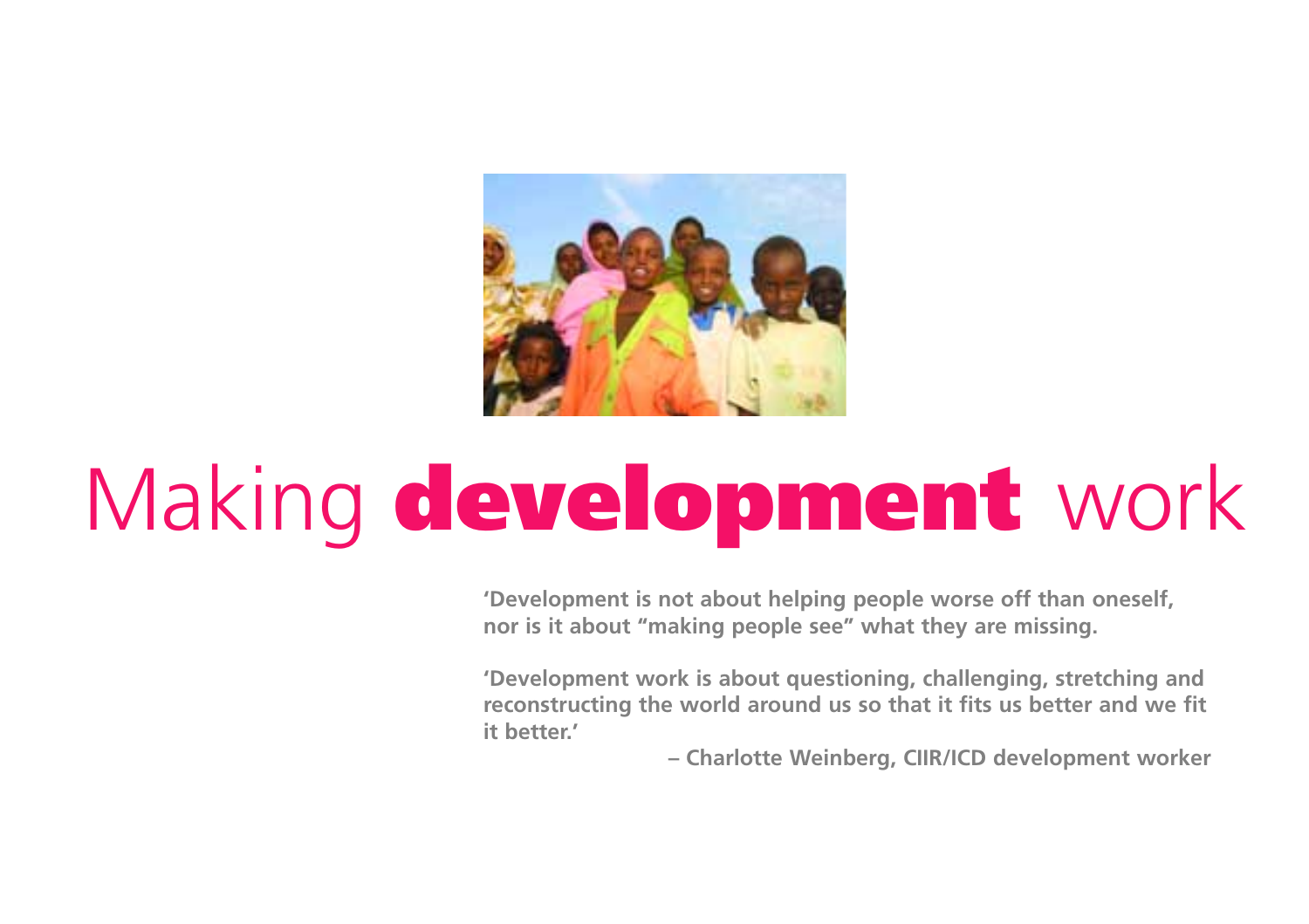# Making **development** work

**'Development is not about helping people worse off than oneself, nor is it about "making people see" what they are missing.**

**'Development work is about questioning, challenging, stretching and reconstructing the world around us so that it fits us better and we fit it better.'**

**– Charlotte Weinberg, CIIR/ICD development worker**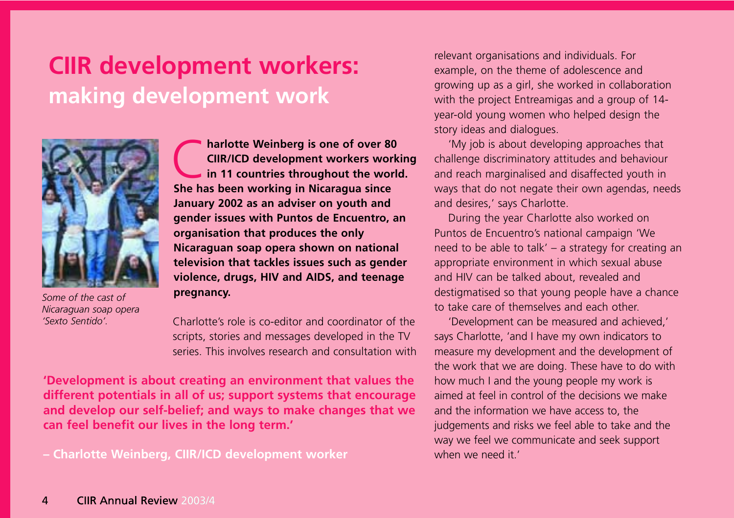# CIIR development workers: making development work

*Some of the cast of Nicaraguan soap opera 'Sexto Sentido'.*

**Charlotte Weinberg is one of over 80 CIIR/ICD development workers working in 11 countries throughout the world. She has been working in Nicaragua since January 2002 as an adviser on youth and gender issues with Puntos de Encuentro, an organisation that produces the only Nicaraguan soap opera shown on national television that tackles issues such as gender violence, drugs, HIV and AIDS, and teenage pregnancy.**

Charlotte's role is co-editor and coordinator of the scripts, stories and messages developed in the TV series. This involves research and consultation with relevant organisations and individuals. For example, on the theme of adolescence and growing up as a girl, she worked in collaboration with the project Entreamigas and a group of 14-year-old young women who helped design the story ideas and dialogues.

'My job is about developing approaches that challenge discriminatory attitudes and behaviour and reach marginalised and disaffected youth in ways that do not negate their own agendas, needs and desires,' says Charlotte.

During the year Charlotte also worked on Puntos de Encuentro's national campaign 'We need to be able to talk' – a strategy for creating an appropriate environment in which sexual abuse and HIV can be talked about, revealed and destigmatised so that young people have a chance to take care of themselves and each other.

'Development can be measured and achieved,' says Charlotte, 'and I have my own indicators to measure my development and the development of the work that we are doing. These have to do with how much I and the young people my work is aimed at feel in control of the decisions we make and the information we have access to, the judgements and risks we feel able to take and the way we feel we communicate and seek support when we need it.'

**'Development is about creating an environment that values the different potentials in all of us; support systems that encourage and develop our self-belief; and ways to make changes that we can feel benefit our lives in the long term.'**

**– Charlotte Weinberg, CIIR/ICD development worker**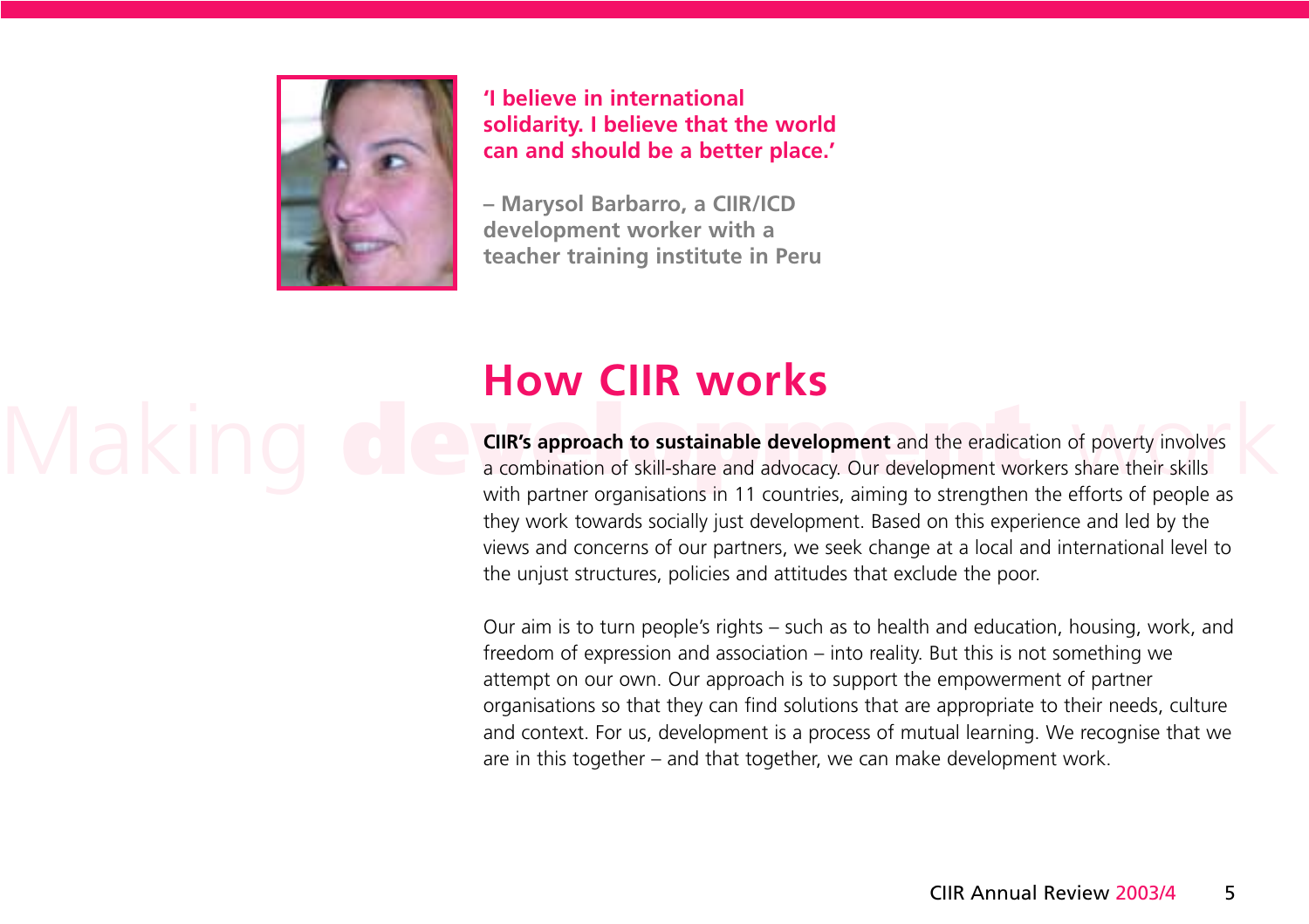**'I believe in international solidarity. I believe that the world can and should be a better place.'**

**– Marysol Barbarro, a CIIR/ICD development worker with a teacher training institute in Peru**

Making development work

# How CIIR works

**CIIR's approach to sustainable development** and the eradication of poverty involves a combination of skill-share and advocacy. Our development workers share their skills with partner organisations in 11 countries, aiming to strengthen the efforts of people as they work towards socially just development. Based on this experience and led by the views and concerns of our partners, we seek change at a local and international level to the unjust structures, policies and attitudes that exclude the poor.

Our aim is to turn people's rights – such as to health and education, housing, work, and freedom of expression and association – into reality. But this is not something we attempt on our own. Our approach is to support the empowerment of partner organisations so that they can find solutions that are appropriate to their needs, culture and context. For us, development is a process of mutual learning. We recognise that we are in this together – and that together, we can make development work.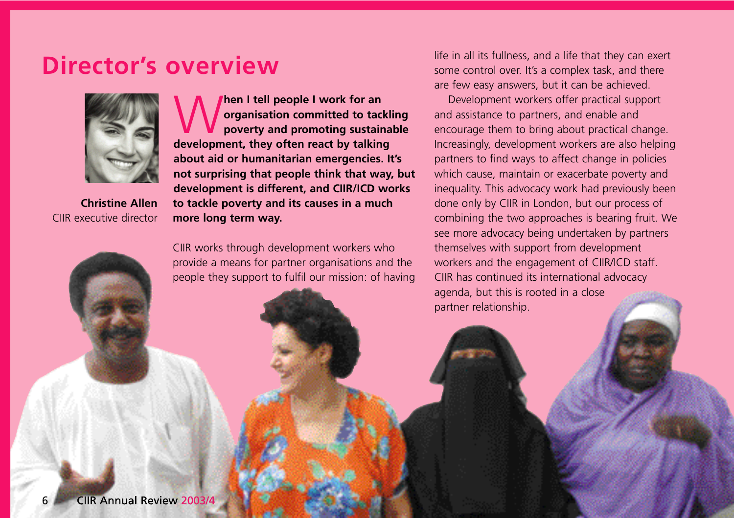# Director's overview

**Christine Allen**
CIIR executive director

**When I tell people I work for an organisation committed to tackling poverty and promoting sustainable development, they often react by talking about aid or humanitarian emergencies. It's not surprising that people think that way, but development is different, and CIIR/ICD works to tackle poverty and its causes in a much more long term way.**

CIIR works through development workers who provide a means for partner organisations and the people they support to fulfil our mission: of having life in all its fullness, and a life that they can exert some control over. It's a complex task, and there are few easy answers, but it can be achieved.

Development workers offer practical support and assistance to partners, and enable and encourage them to bring about practical change. Increasingly, development workers are also helping partners to find ways to affect change in policies which cause, maintain or exacerbate poverty and inequality. This advocacy work had previously been done only by CIIR in London, but our process of combining the two approaches is bearing fruit. We see more advocacy being undertaken by partners themselves with support from development workers and the engagement of CIIR/ICD staff. CIIR has continued its international advocacy agenda, but this is rooted in a close partner relationship.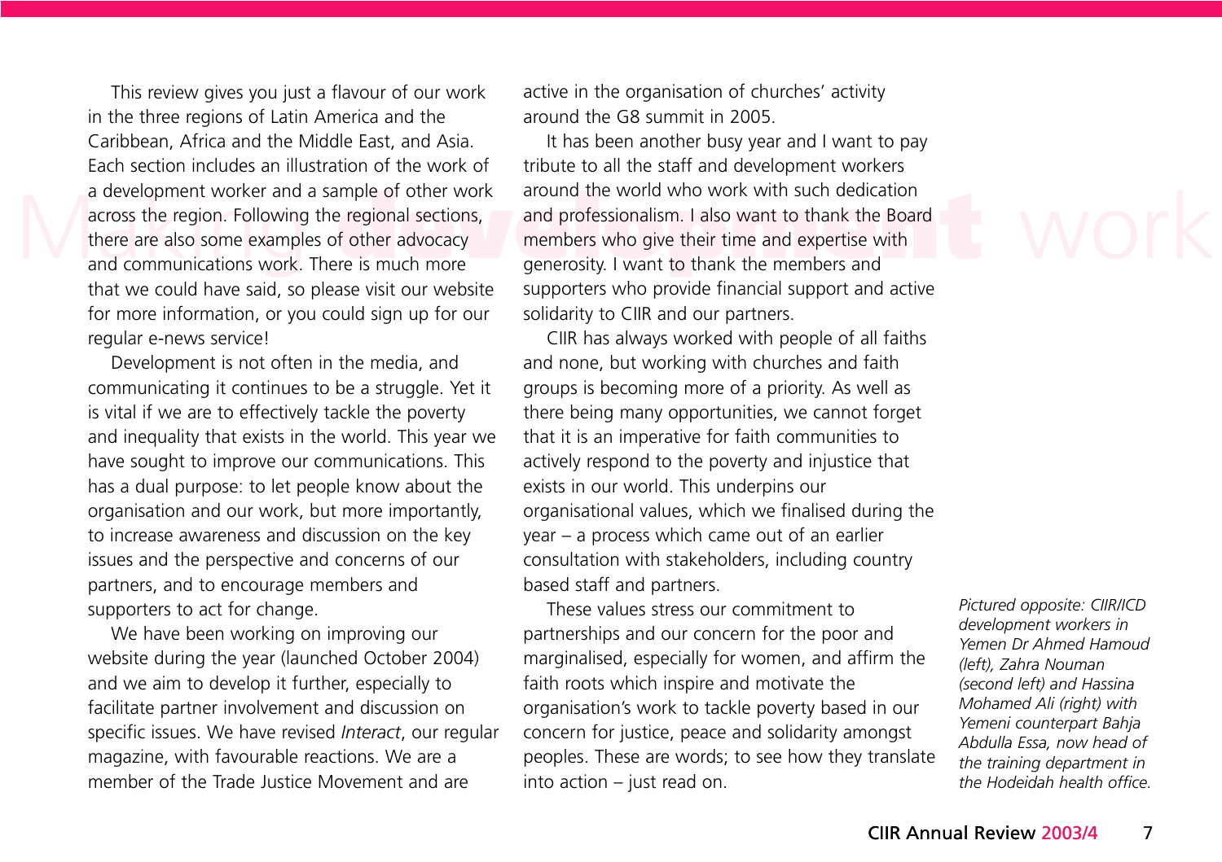This review gives you just a flavour of our work in the three regions of Latin America and the Caribbean, Africa and the Middle East, and Asia. Each section includes an illustration of the work of a development worker and a sample of other work across the region. Following the regional sections, there are also some examples of other advocacy and communications work. There is much more that we could have said, so please visit our website for more information, or you could sign up for our regular e-news service!

Development is not often in the media, and communicating it continues to be a struggle. Yet it is vital if we are to effectively tackle the poverty and inequality that exists in the world. This year we have sought to improve our communications. This has a dual purpose: to let people know about the organisation and our work, but more importantly, to increase awareness and discussion on the key issues and the perspective and concerns of our partners, and to encourage members and supporters to act for change.

We have been working on improving our website during the year (launched October 2004) and we aim to develop it further, especially to facilitate partner involvement and discussion on specific issues. We have revised *Interact*, our regular magazine, with favourable reactions. We are a member of the Trade Justice Movement and are active in the organisation of churches' activity around the G8 summit in 2005.

It has been another busy year and I want to pay tribute to all the staff and development workers around the world who work with such dedication and professionalism. I also want to thank the Board members who give their time and expertise with generosity. I want to thank the members and supporters who provide financial support and active solidarity to CIIR and our partners.

CIIR has always worked with people of all faiths and none, but working with churches and faith groups is becoming more of a priority. As well as there being many opportunities, we cannot forget that it is an imperative for faith communities to actively respond to the poverty and injustice that exists in our world. This underpins our organisational values, which we finalised during the year – a process which came out of an earlier consultation with stakeholders, including country based staff and partners.

These values stress our commitment to partnerships and our concern for the poor and marginalised, especially for women, and affirm the faith roots which inspire and motivate the organisation's work to tackle poverty based in our concern for justice, peace and solidarity amongst peoples. These are words; to see how they translate into action – just read on.

*Pictured opposite: CIIR/ICD development workers in Yemen Dr Ahmed Hamoud (left), Zahra Nouman (second left) and Hassina Mohamed Ali (right) with Yemeni counterpart Bahja Abdulla Essa, now head of the training department in the Hodeidah health office.*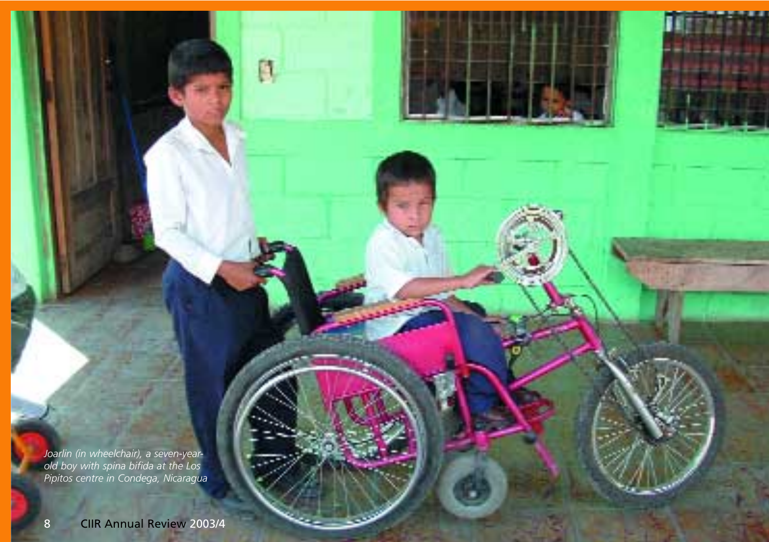*Joarlin (in wheelchair), a seven-year-old boy with spina bifida at the Los Pipitos centre in Condega, Nicaragua*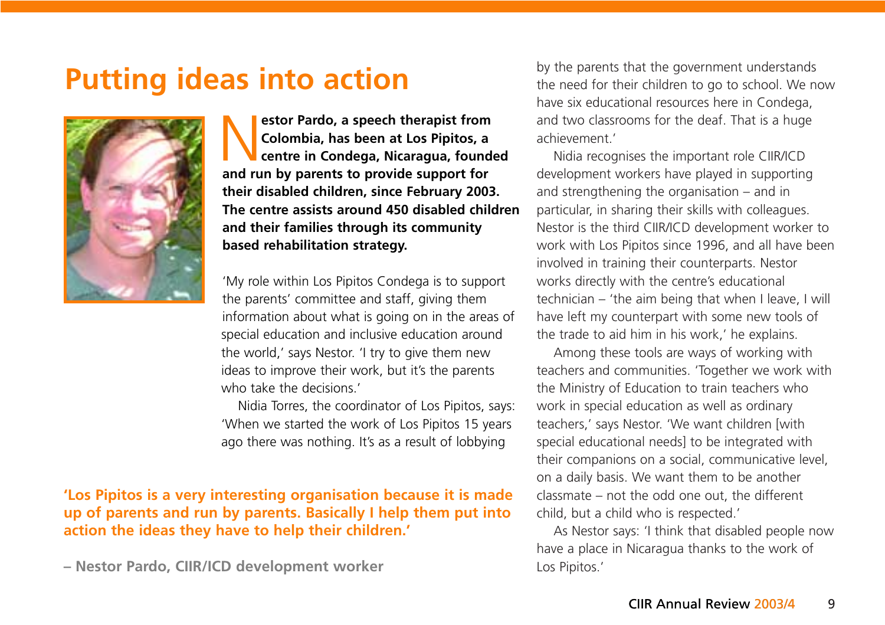# Putting ideas into action

**Nestor Pardo, a speech therapist from Colombia, has been at Los Pipitos, a centre in Condega, Nicaragua, founded and run by parents to provide support for their disabled children, since February 2003. The centre assists around 450 disabled children and their families through its community based rehabilitation strategy.**

'My role within Los Pipitos Condega is to support the parents' committee and staff, giving them information about what is going on in the areas of special education and inclusive education around the world,' says Nestor. 'I try to give them new ideas to improve their work, but it's the parents who take the decisions.'

Nidia Torres, the coordinator of Los Pipitos, says: 'When we started the work of Los Pipitos 15 years ago there was nothing. It's as a result of lobbying by the parents that the government understands the need for their children to go to school. We now have six educational resources here in Condega, and two classrooms for the deaf. That is a huge achievement.'

Nidia recognises the important role CIIR/ICD development workers have played in supporting and strengthening the organisation – and in particular, in sharing their skills with colleagues. Nestor is the third CIIR/ICD development worker to work with Los Pipitos since 1996, and all have been involved in training their counterparts. Nestor works directly with the centre's educational technician – 'the aim being that when I leave, I will have left my counterpart with some new tools of the trade to aid him in his work,' he explains.

Among these tools are ways of working with teachers and communities. 'Together we work with the Ministry of Education to train teachers who work in special education as well as ordinary teachers,' says Nestor. 'We want children [with special educational needs] to be integrated with their companions on a social, communicative level, on a daily basis. We want them to be another classmate – not the odd one out, the different child, but a child who is respected.'

As Nestor says: 'I think that disabled people now have a place in Nicaragua thanks to the work of Los Pipitos.'

**'Los Pipitos is a very interesting organisation because it is made up of parents and run by parents. Basically I help them put into action the ideas they have to help their children.'**

**– Nestor Pardo, CIIR/ICD development worker**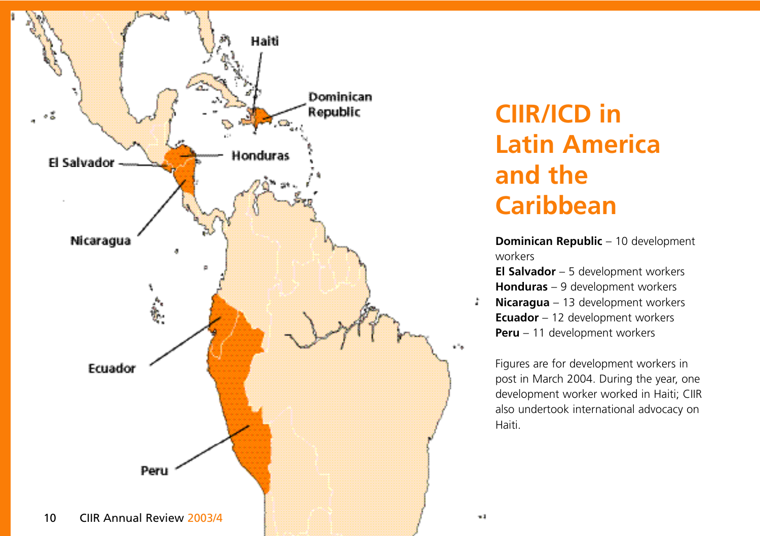# CIIR/ICD in Latin America and the Caribbean

**Dominican Republic** – 10 development workers
**El Salvador** – 5 development workers
**Honduras** – 9 development workers
**Nicaragua** – 13 development workers
**Ecuador** – 12 development workers
**Peru** – 11 development workers

Figures are for development workers in post in March 2004. During the year, one development worker worked in Haiti; CIIR also undertook international advocacy on Haiti.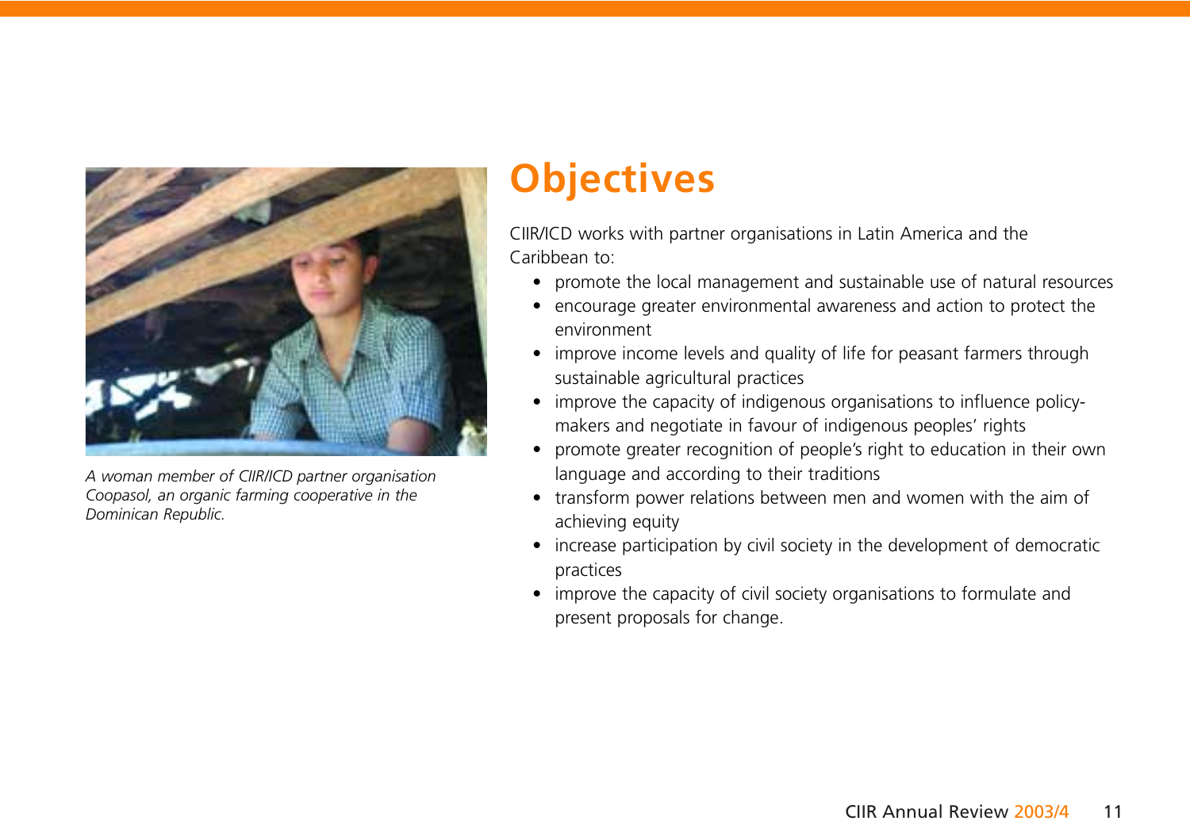*A woman member of CIIR/ICD partner organisation Coopasol, an organic farming cooperative in the Dominican Republic.*

# Objectives

CIIR/ICD works with partner organisations in Latin America and the Caribbean to:

- promote the local management and sustainable use of natural resources
- encourage greater environmental awareness and action to protect the environment
- improve income levels and quality of life for peasant farmers through sustainable agricultural practices
- improve the capacity of indigenous organisations to influence policy-makers and negotiate in favour of indigenous peoples' rights
- promote greater recognition of people's right to education in their own language and according to their traditions
- transform power relations between men and women with the aim of achieving equity
- increase participation by civil society in the development of democratic practices
- improve the capacity of civil society organisations to formulate and present proposals for change.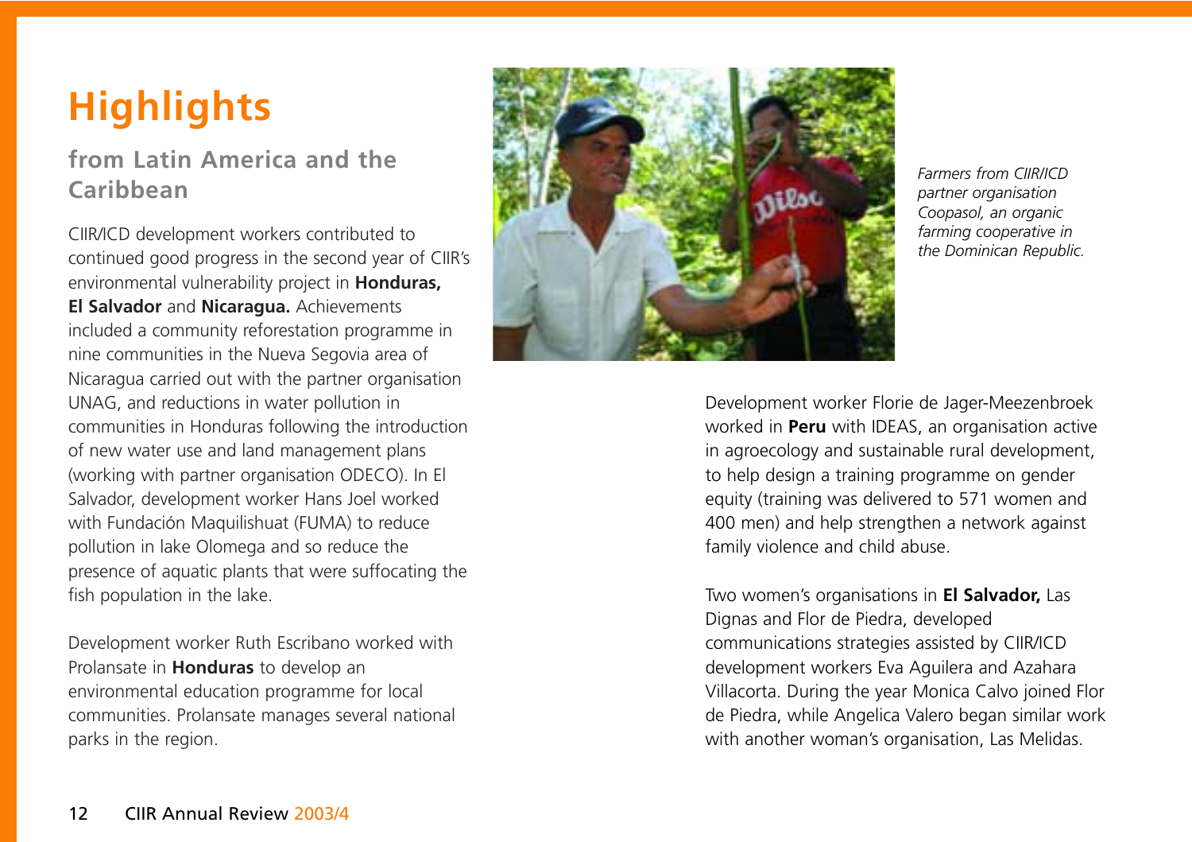# Highlights

## from Latin America and the Caribbean

CIIR/ICD development workers contributed to continued good progress in the second year of CIIR's environmental vulnerability project in **Honduras, El Salvador** and **Nicaragua.** Achievements included a community reforestation programme in nine communities in the Nueva Segovia area of Nicaragua carried out with the partner organisation UNAG, and reductions in water pollution in communities in Honduras following the introduction of new water use and land management plans (working with partner organisation ODECO). In El Salvador, development worker Hans Joel worked with Fundación Maquilishuat (FUMA) to reduce pollution in lake Olomega and so reduce the presence of aquatic plants that were suffocating the fish population in the lake.

Development worker Ruth Escribano worked with Prolansate in **Honduras** to develop an environmental education programme for local communities. Prolansate manages several national parks in the region.

*Farmers from CIIR/ICD partner organisation Coopasol, an organic farming cooperative in the Dominican Republic.*

Development worker Florie de Jager-Meezenbroek worked in **Peru** with IDEAS, an organisation active in agroecology and sustainable rural development, to help design a training programme on gender equity (training was delivered to 571 women and 400 men) and help strengthen a network against family violence and child abuse.

Two women's organisations in **El Salvador,** Las Dignas and Flor de Piedra, developed communications strategies assisted by CIIR/ICD development workers Eva Aguilera and Azahara Villacorta. During the year Monica Calvo joined Flor de Piedra, while Angelica Valero began similar work with another woman's organisation, Las Melidas.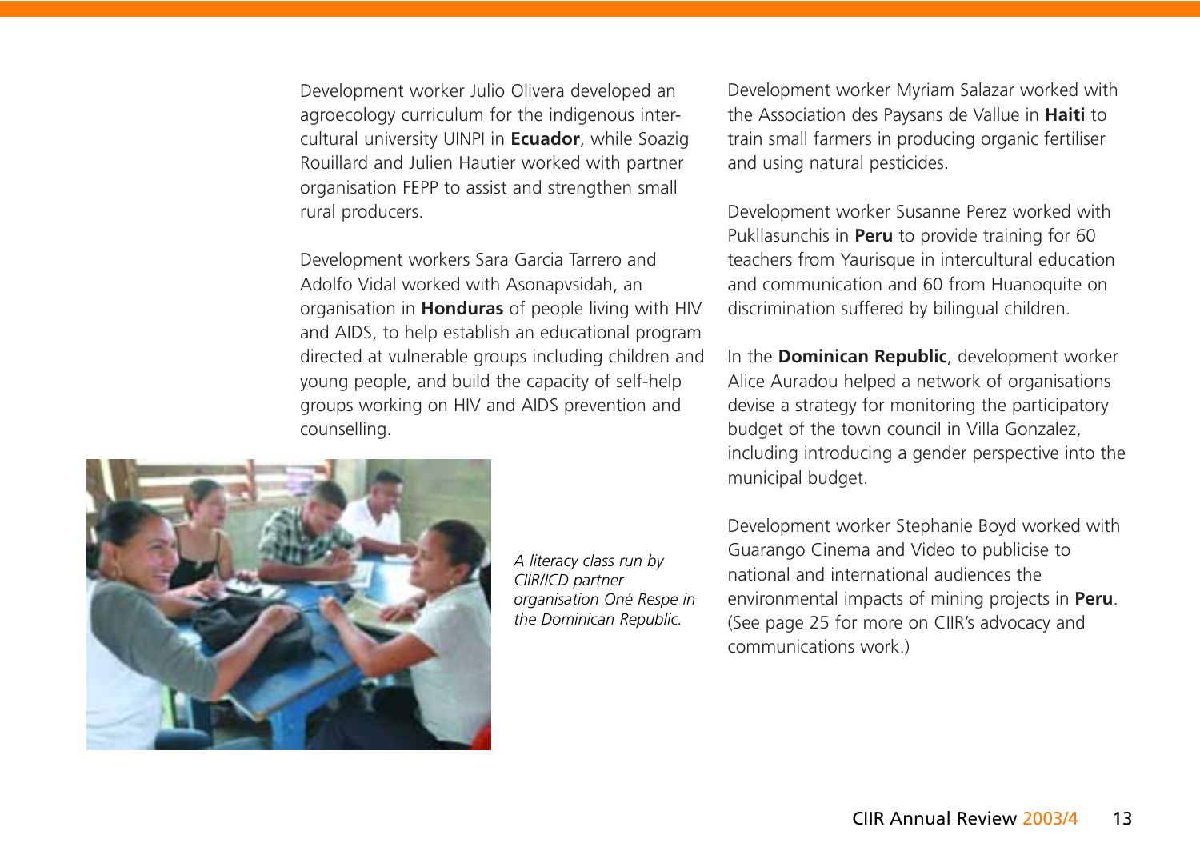Development worker Julio Olivera developed an agroecology curriculum for the indigenous intercultural university UINPI in **Ecuador**, while Soazig Rouillard and Julien Hautier worked with partner organisation FEPP to assist and strengthen small rural producers.

Development workers Sara Garcia Tarrero and Adolfo Vidal worked with Asonapvsidah, an organisation in **Honduras** of people living with HIV and AIDS, to help establish an educational program directed at vulnerable groups including children and young people, and build the capacity of self-help groups working on HIV and AIDS prevention and counselling.

*A literacy class run by CIIR/ICD partner organisation Oné Respe in the Dominican Republic.*

Development worker Myriam Salazar worked with the Association des Paysans de Vallue in **Haiti** to train small farmers in producing organic fertiliser and using natural pesticides.

Development worker Susanne Perez worked with Pukllasunchis in **Peru** to provide training for 60 teachers from Yaurisque in intercultural education and communication and 60 from Huanoquite on discrimination suffered by bilingual children.

In the **Dominican Republic**, development worker Alice Auradou helped a network of organisations devise a strategy for monitoring the participatory budget of the town council in Villa Gonzalez, including introducing a gender perspective into the municipal budget.

Development worker Stephanie Boyd worked with Guarango Cinema and Video to publicise to national and international audiences the environmental impacts of mining projects in **Peru**. (See page 25 for more on CIIR's advocacy and communications work.)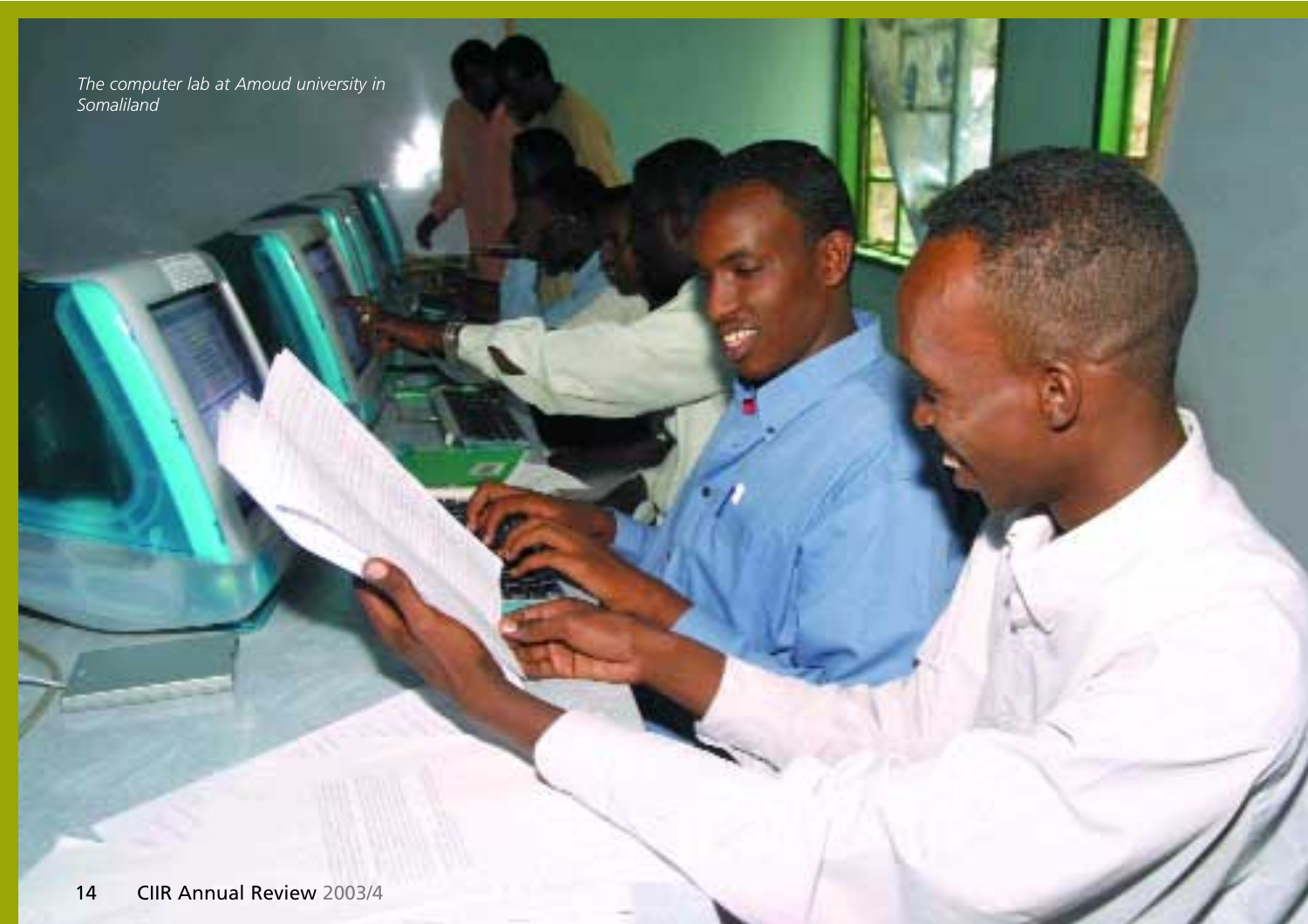*The computer lab at Amoud university in Somaliland*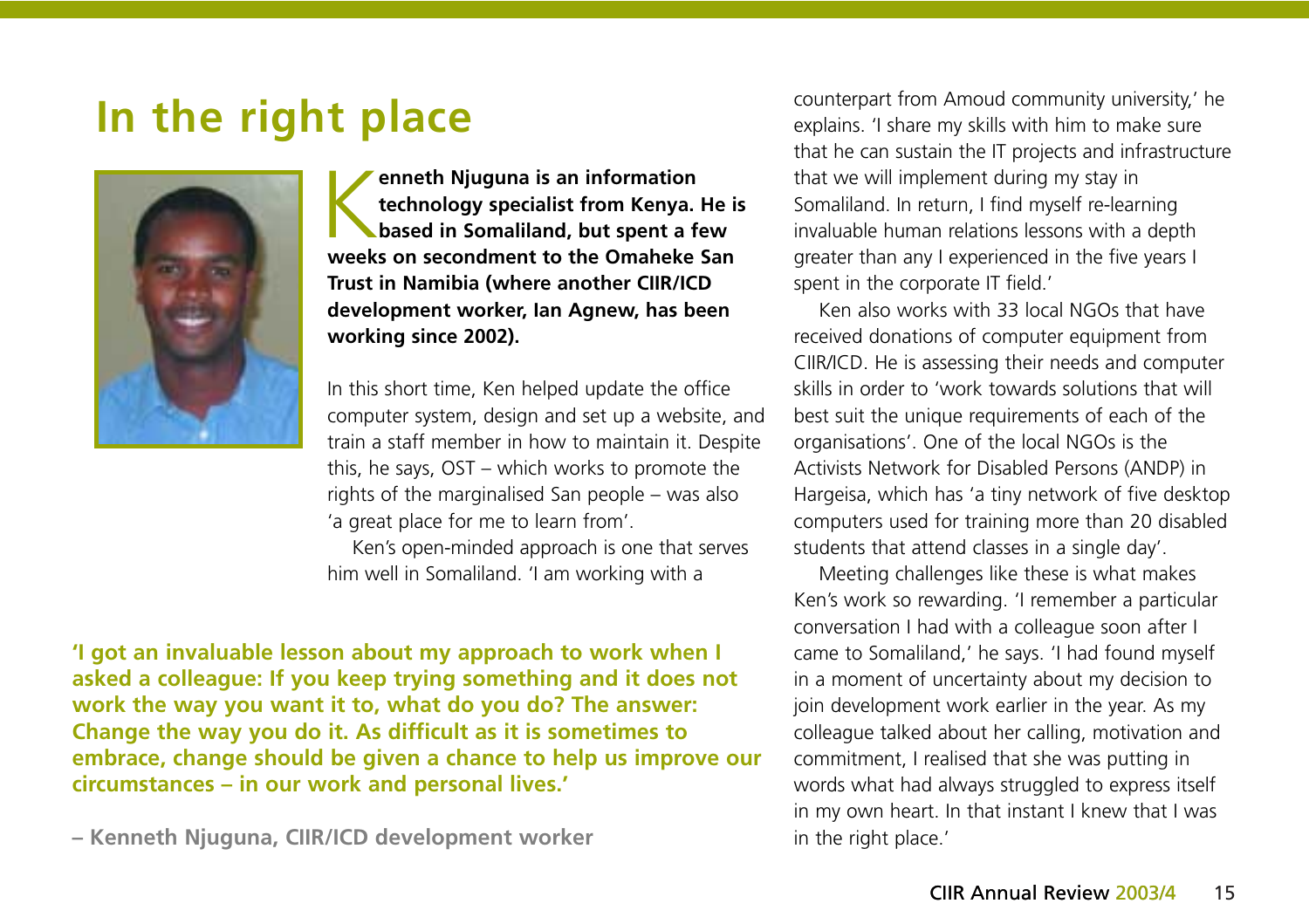# In the right place

**Kenneth Njuguna is an information technology specialist from Kenya. He is based in Somaliland, but spent a few weeks on secondment to the Omaheke San Trust in Namibia (where another CIIR/ICD development worker, Ian Agnew, has been working since 2002).**

In this short time, Ken helped update the office computer system, design and set up a website, and train a staff member in how to maintain it. Despite this, he says, OST – which works to promote the rights of the marginalised San people – was also 'a great place for me to learn from'.

Ken's open-minded approach is one that serves him well in Somaliland. 'I am working with a counterpart from Amoud community university,' he explains. 'I share my skills with him to make sure that he can sustain the IT projects and infrastructure that we will implement during my stay in Somaliland. In return, I find myself re-learning invaluable human relations lessons with a depth greater than any I experienced in the five years I spent in the corporate IT field.'

Ken also works with 33 local NGOs that have received donations of computer equipment from CIIR/ICD. He is assessing their needs and computer skills in order to 'work towards solutions that will best suit the unique requirements of each of the organisations'. One of the local NGOs is the Activists Network for Disabled Persons (ANDP) in Hargeisa, which has 'a tiny network of five desktop computers used for training more than 20 disabled students that attend classes in a single day'.

Meeting challenges like these is what makes Ken's work so rewarding. 'I remember a particular conversation I had with a colleague soon after I came to Somaliland,' he says. 'I had found myself in a moment of uncertainty about my decision to join development work earlier in the year. As my colleague talked about her calling, motivation and commitment, I realised that she was putting in words what had always struggled to express itself in my own heart. In that instant I knew that I was in the right place.'

**'I got an invaluable lesson about my approach to work when I asked a colleague: If you keep trying something and it does not work the way you want it to, what do you do? The answer: Change the way you do it. As difficult as it is sometimes to embrace, change should be given a chance to help us improve our circumstances – in our work and personal lives.'**

**– Kenneth Njuguna, CIIR/ICD development worker**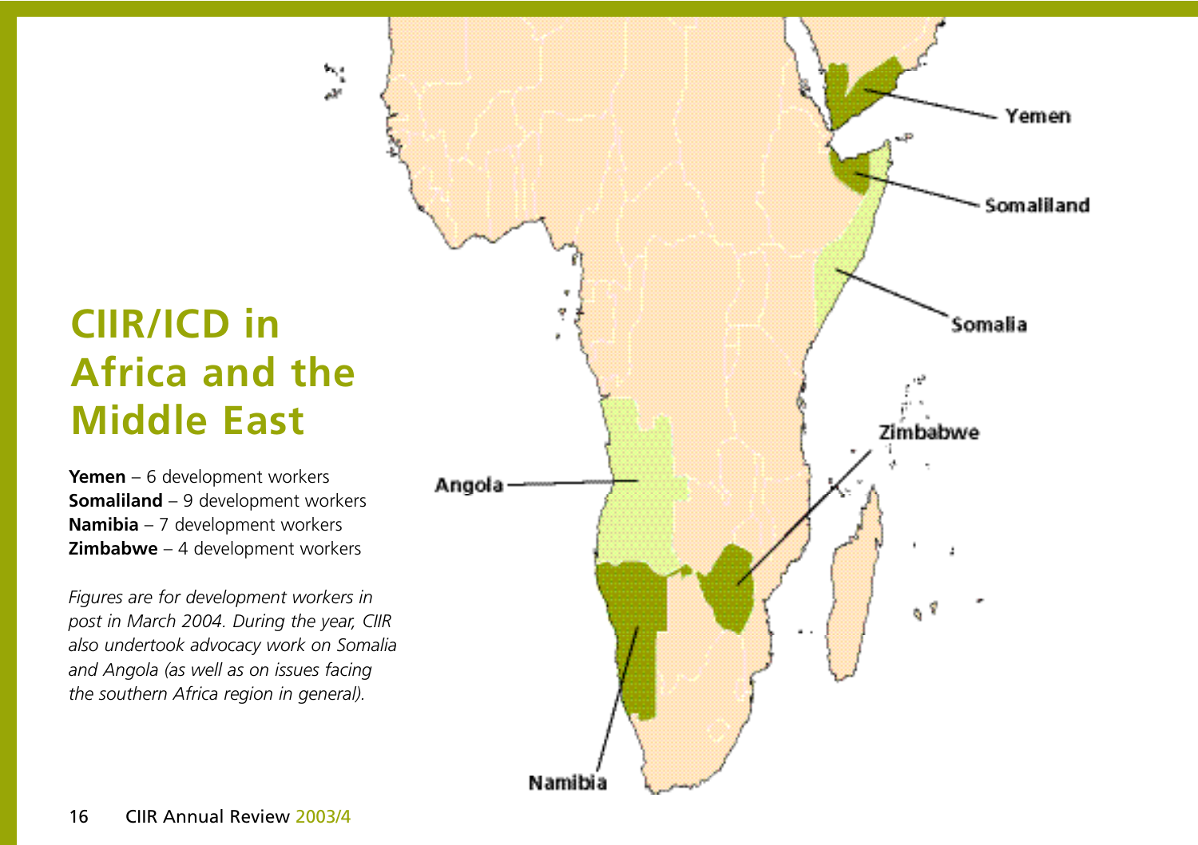# CIIR/ICD in Africa and the Middle East

**Yemen** – 6 development workers
**Somaliland** – 9 development workers
**Namibia** – 7 development workers
**Zimbabwe** – 4 development workers

*Figures are for development workers in post in March 2004. During the year, CIIR also undertook advocacy work on Somalia and Angola (as well as on issues facing the southern Africa region in general).*

Yemen

Somaliland

Somalia

Zimbabwe

Angola

Namibia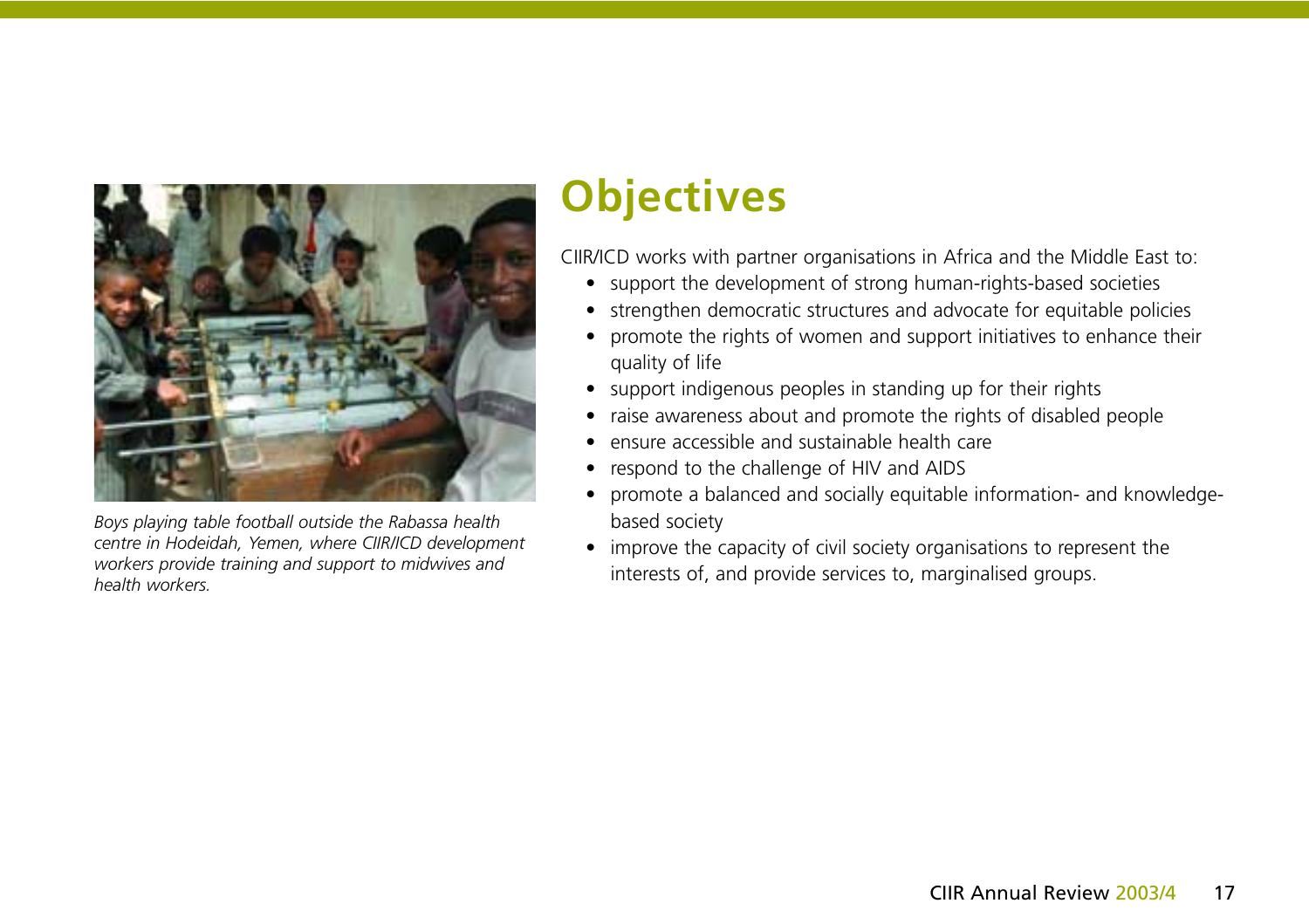*Boys playing table football outside the Rabassa health centre in Hodeidah, Yemen, where CIIR/ICD development workers provide training and support to midwives and health workers.*

# Objectives

CIIR/ICD works with partner organisations in Africa and the Middle East to:

- support the development of strong human-rights-based societies
- strengthen democratic structures and advocate for equitable policies
- promote the rights of women and support initiatives to enhance their quality of life
- support indigenous peoples in standing up for their rights
- raise awareness about and promote the rights of disabled people
- ensure accessible and sustainable health care
- respond to the challenge of HIV and AIDS
- promote a balanced and socially equitable information- and knowledge-based society
- improve the capacity of civil society organisations to represent the interests of, and provide services to, marginalised groups.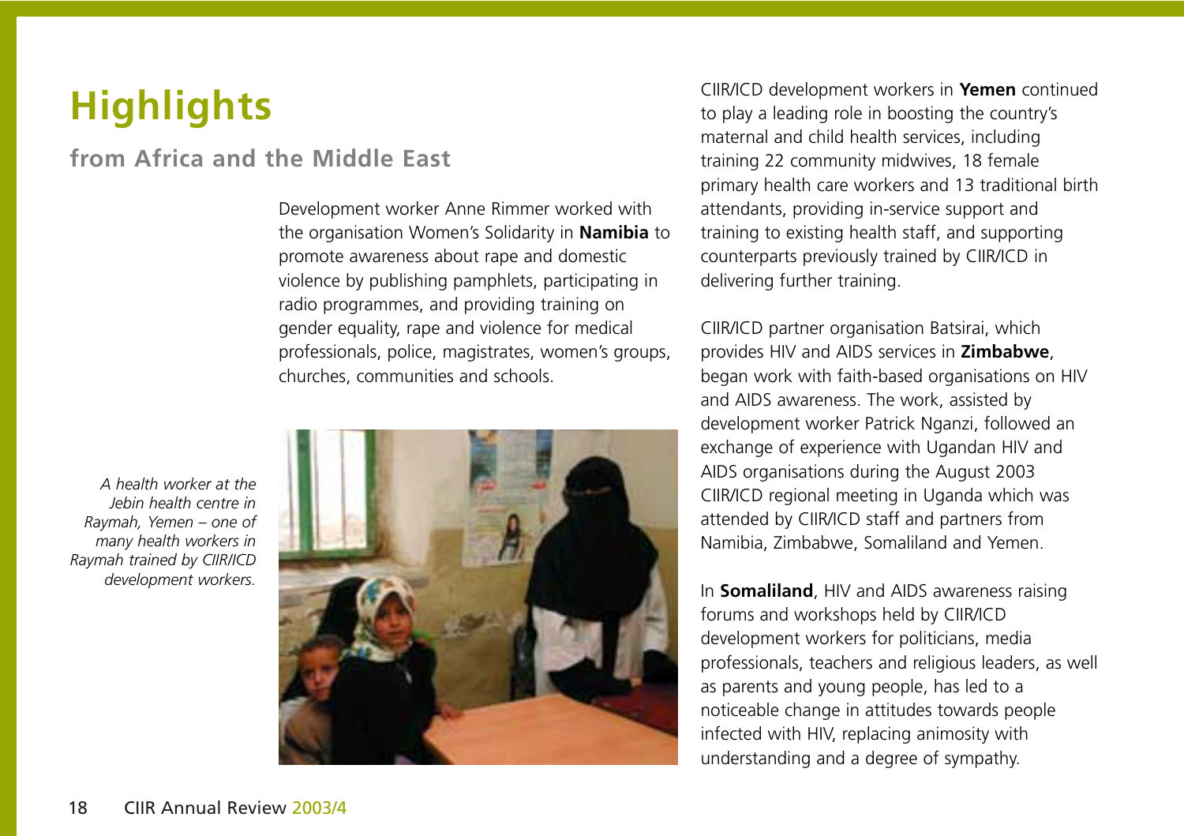# Highlights

## from Africa and the Middle East

Development worker Anne Rimmer worked with the organisation Women's Solidarity in **Namibia** to promote awareness about rape and domestic violence by publishing pamphlets, participating in radio programmes, and providing training on gender equality, rape and violence for medical professionals, police, magistrates, women's groups, churches, communities and schools.

*A health worker at the Jebin health centre in Raymah, Yemen – one of many health workers in Raymah trained by CIIR/ICD development workers.*

CIIR/ICD development workers in **Yemen** continued to play a leading role in boosting the country's maternal and child health services, including training 22 community midwives, 18 female primary health care workers and 13 traditional birth attendants, providing in-service support and training to existing health staff, and supporting counterparts previously trained by CIIR/ICD in delivering further training.

CIIR/ICD partner organisation Batsirai, which provides HIV and AIDS services in **Zimbabwe**, began work with faith-based organisations on HIV and AIDS awareness. The work, assisted by development worker Patrick Nganzi, followed an exchange of experience with Ugandan HIV and AIDS organisations during the August 2003 CIIR/ICD regional meeting in Uganda which was attended by CIIR/ICD staff and partners from Namibia, Zimbabwe, Somaliland and Yemen.

In **Somaliland**, HIV and AIDS awareness raising forums and workshops held by CIIR/ICD development workers for politicians, media professionals, teachers and religious leaders, as well as parents and young people, has led to a noticeable change in attitudes towards people infected with HIV, replacing animosity with understanding and a degree of sympathy.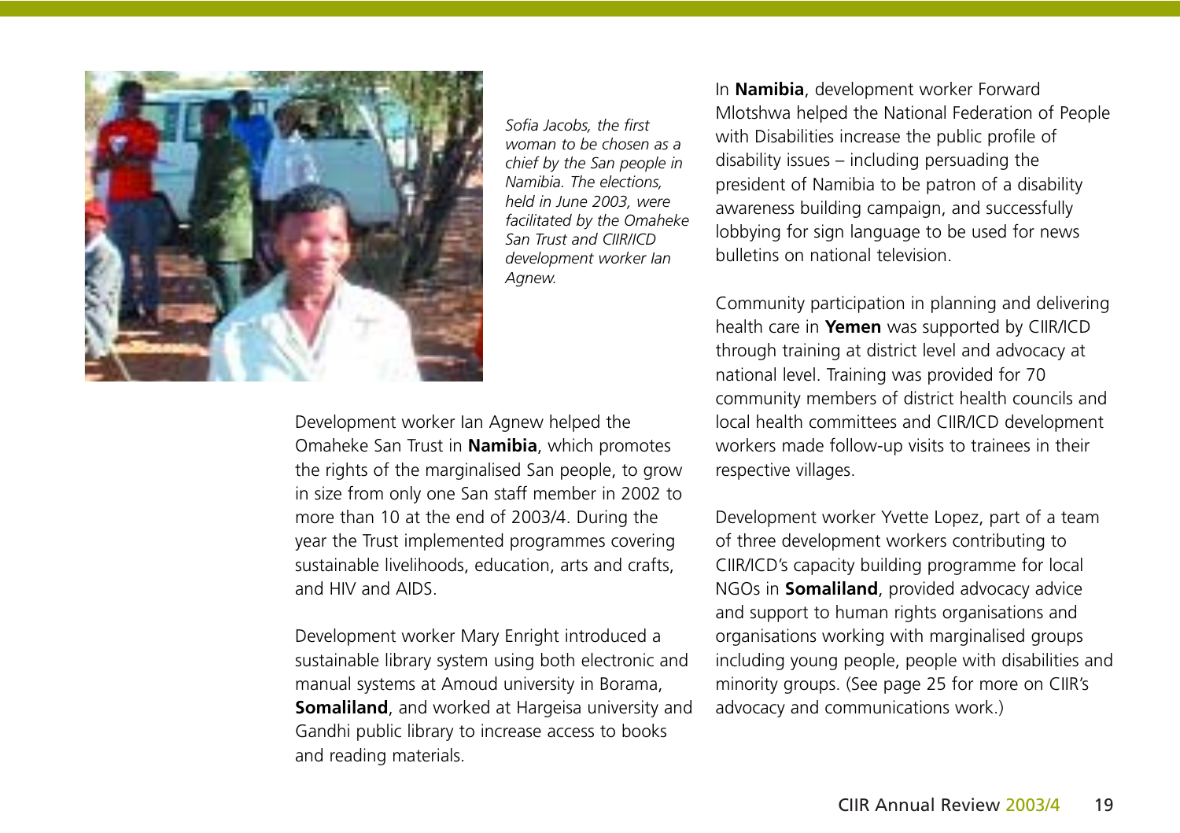*Sofia Jacobs, the first woman to be chosen as a chief by the San people in Namibia. The elections, held in June 2003, were facilitated by the Omaheke San Trust and CIIR/ICD development worker Ian Agnew.*

Development worker Ian Agnew helped the Omaheke San Trust in **Namibia**, which promotes the rights of the marginalised San people, to grow in size from only one San staff member in 2002 to more than 10 at the end of 2003/4. During the year the Trust implemented programmes covering sustainable livelihoods, education, arts and crafts, and HIV and AIDS.

Development worker Mary Enright introduced a sustainable library system using both electronic and manual systems at Amoud university in Borama, **Somaliland**, and worked at Hargeisa university and Gandhi public library to increase access to books and reading materials.

In **Namibia**, development worker Forward Mlotshwa helped the National Federation of People with Disabilities increase the public profile of disability issues – including persuading the president of Namibia to be patron of a disability awareness building campaign, and successfully lobbying for sign language to be used for news bulletins on national television.

Community participation in planning and delivering health care in **Yemen** was supported by CIIR/ICD through training at district level and advocacy at national level. Training was provided for 70 community members of district health councils and local health committees and CIIR/ICD development workers made follow-up visits to trainees in their respective villages.

Development worker Yvette Lopez, part of a team of three development workers contributing to CIIR/ICD's capacity building programme for local NGOs in **Somaliland**, provided advocacy advice and support to human rights organisations and organisations working with marginalised groups including young people, people with disabilities and minority groups. (See page 25 for more on CIIR's advocacy and communications work.)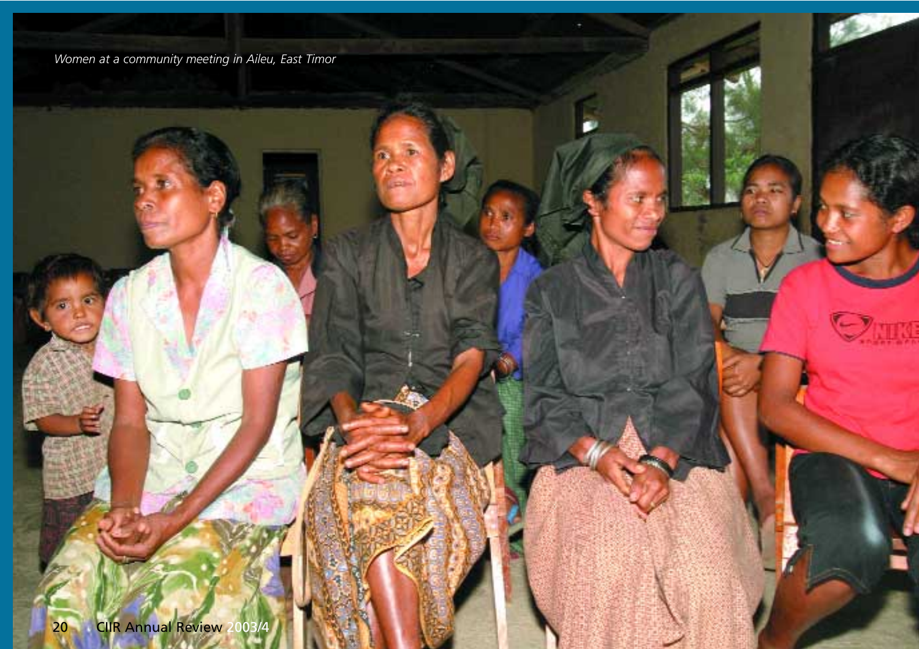*Women at a community meeting in Aileu, East Timor*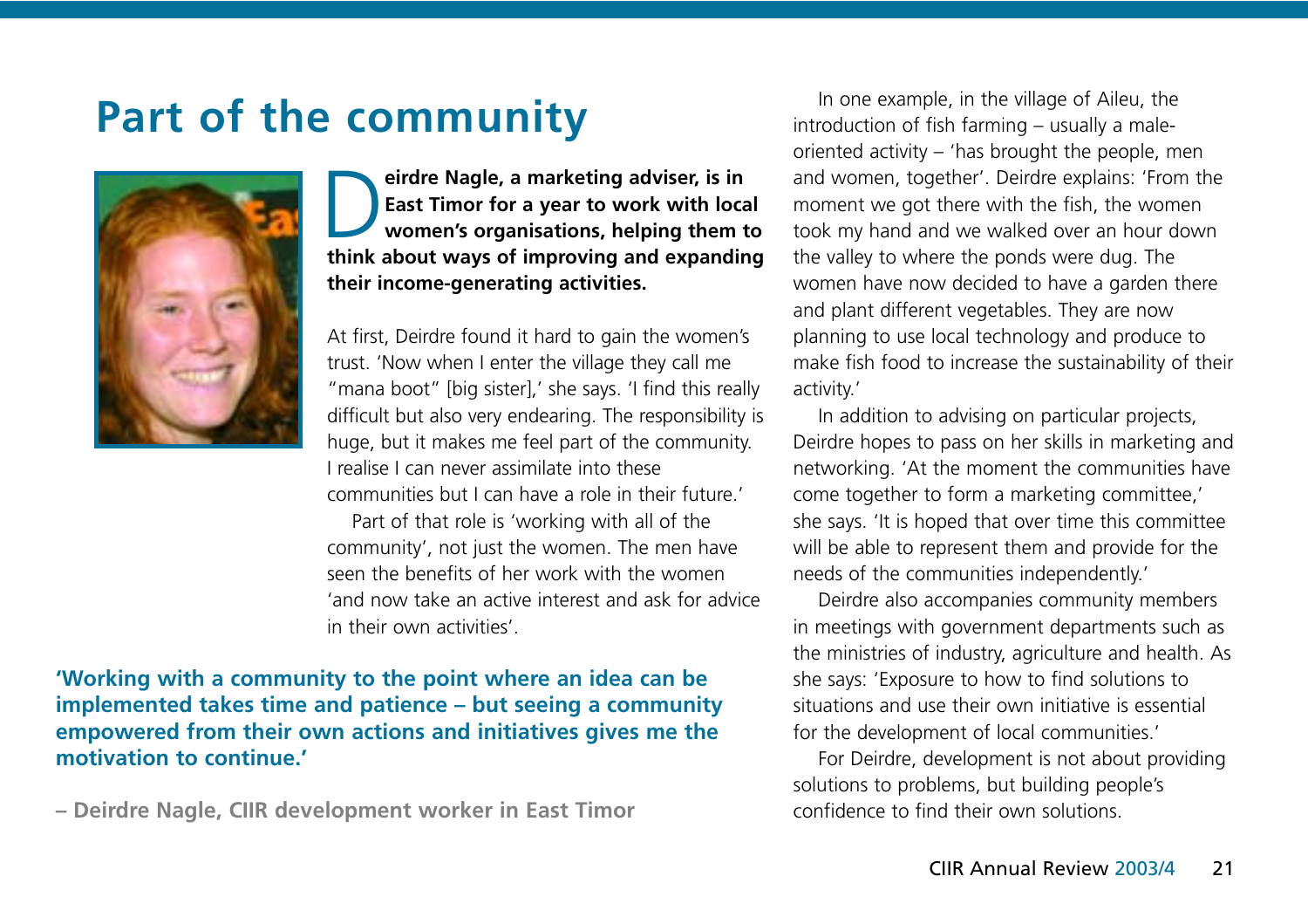# Part of the community

**Deirdre Nagle, a marketing adviser, is in East Timor for a year to work with local women's organisations, helping them to think about ways of improving and expanding their income-generating activities.**

At first, Deirdre found it hard to gain the women's trust. 'Now when I enter the village they call me "mana boot" [big sister],' she says. 'I find this really difficult but also very endearing. The responsibility is huge, but it makes me feel part of the community. I realise I can never assimilate into these communities but I can have a role in their future.'

Part of that role is 'working with all of the community', not just the women. The men have seen the benefits of her work with the women 'and now take an active interest and ask for advice in their own activities'.

**'Working with a community to the point where an idea can be implemented takes time and patience – but seeing a community empowered from their own actions and initiatives gives me the motivation to continue.'**

**– Deirdre Nagle, CIIR development worker in East Timor**

In one example, in the village of Aileu, the introduction of fish farming – usually a male-oriented activity – 'has brought the people, men and women, together'. Deirdre explains: 'From the moment we got there with the fish, the women took my hand and we walked over an hour down the valley to where the ponds were dug. The women have now decided to have a garden there and plant different vegetables. They are now planning to use local technology and produce to make fish food to increase the sustainability of their activity.'

In addition to advising on particular projects, Deirdre hopes to pass on her skills in marketing and networking. 'At the moment the communities have come together to form a marketing committee,' she says. 'It is hoped that over time this committee will be able to represent them and provide for the needs of the communities independently.'

Deirdre also accompanies community members in meetings with government departments such as the ministries of industry, agriculture and health. As she says: 'Exposure to how to find solutions to situations and use their own initiative is essential for the development of local communities.'

For Deirdre, development is not about providing solutions to problems, but building people's confidence to find their own solutions.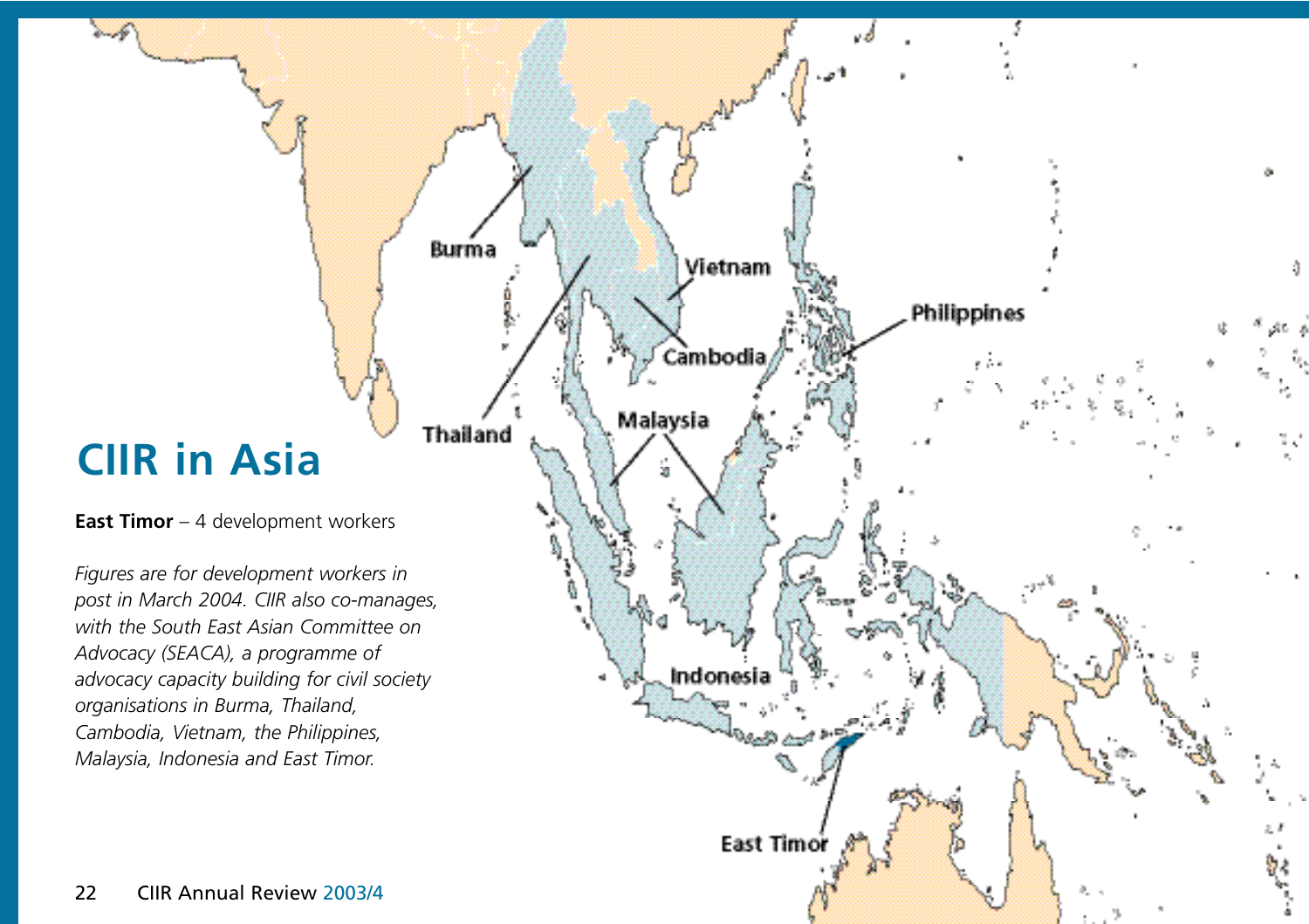# CIIR in Asia

**East Timor** – 4 development workers

*Figures are for development workers in post in March 2004. CIIR also co-manages, with the South East Asian Committee on Advocacy (SEACA), a programme of advocacy capacity building for civil society organisations in Burma, Thailand, Cambodia, Vietnam, the Philippines, Malaysia, Indonesia and East Timor.*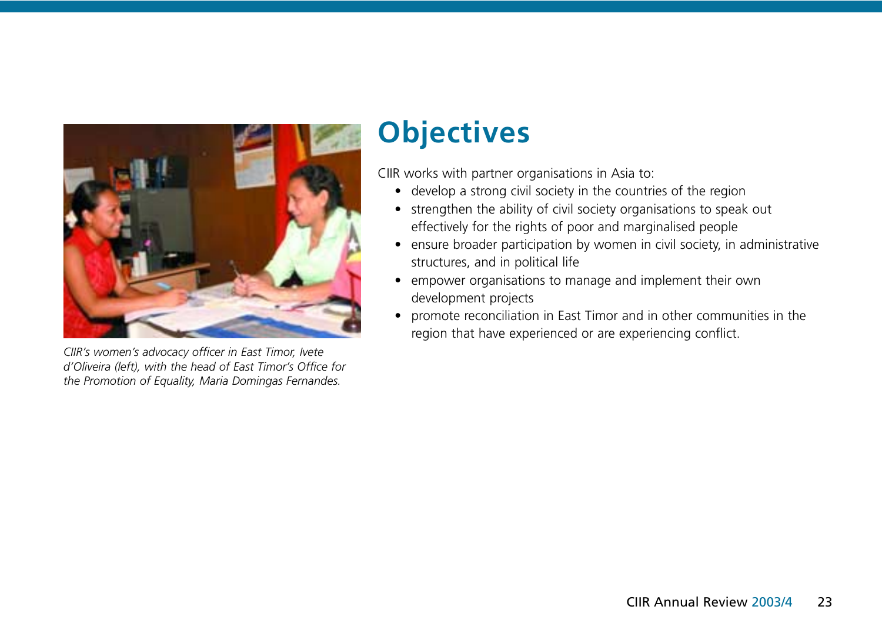*CIIR's women's advocacy officer in East Timor, Ivete d'Oliveira (left), with the head of East Timor's Office for the Promotion of Equality, Maria Domingas Fernandes.*

# Objectives

CIIR works with partner organisations in Asia to:

- develop a strong civil society in the countries of the region
- strengthen the ability of civil society organisations to speak out effectively for the rights of poor and marginalised people
- ensure broader participation by women in civil society, in administrative structures, and in political life
- empower organisations to manage and implement their own development projects
- promote reconciliation in East Timor and in other communities in the region that have experienced or are experiencing conflict.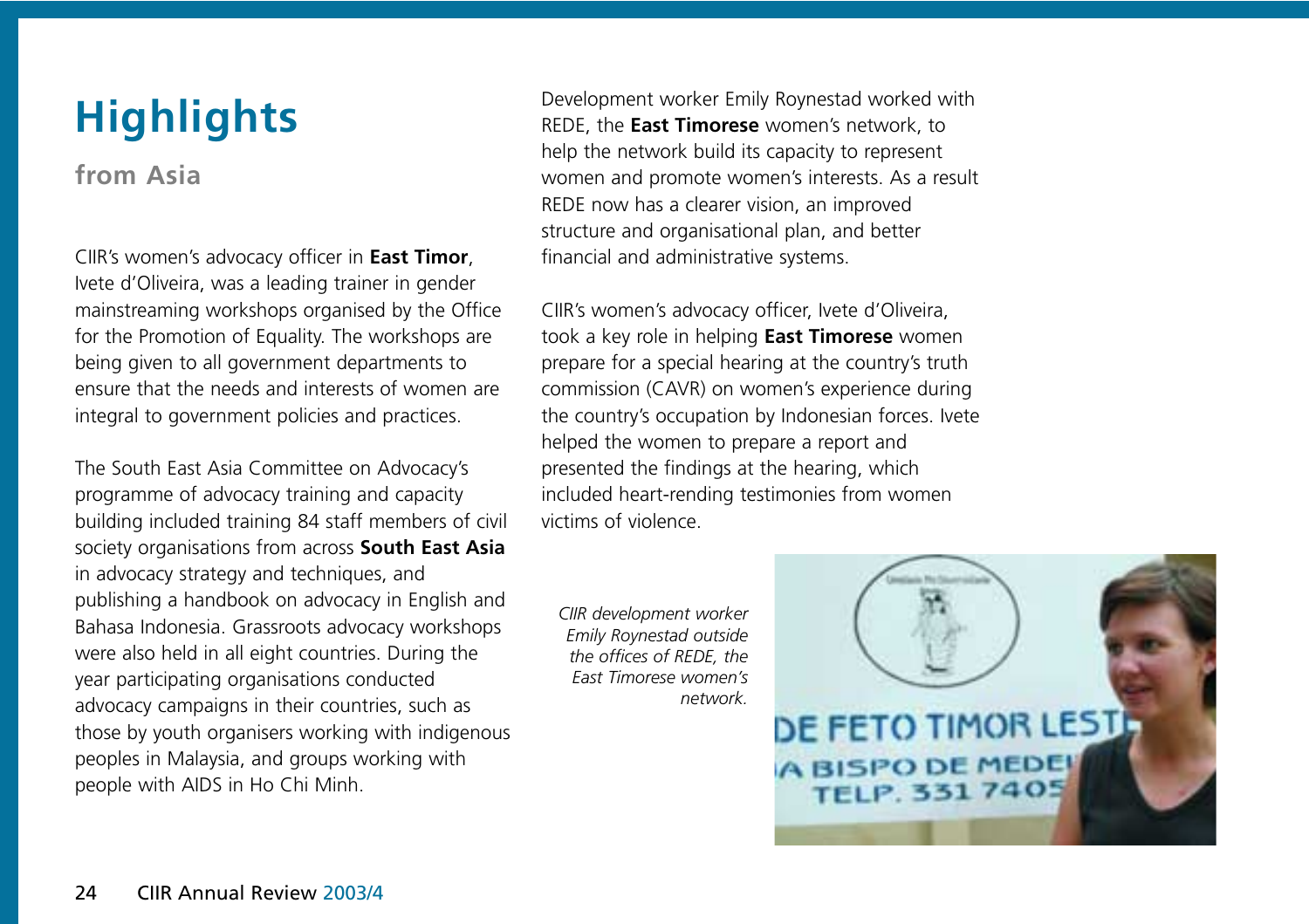# Highlights

## from Asia

CIIR's women's advocacy officer in **East Timor**, Ivete d'Oliveira, was a leading trainer in gender mainstreaming workshops organised by the Office for the Promotion of Equality. The workshops are being given to all government departments to ensure that the needs and interests of women are integral to government policies and practices.

The South East Asia Committee on Advocacy's programme of advocacy training and capacity building included training 84 staff members of civil society organisations from across **South East Asia** in advocacy strategy and techniques, and publishing a handbook on advocacy in English and Bahasa Indonesia. Grassroots advocacy workshops were also held in all eight countries. During the year participating organisations conducted advocacy campaigns in their countries, such as those by youth organisers working with indigenous peoples in Malaysia, and groups working with people with AIDS in Ho Chi Minh.

Development worker Emily Roynestad worked with REDE, the **East Timorese** women's network, to help the network build its capacity to represent women and promote women's interests. As a result REDE now has a clearer vision, an improved structure and organisational plan, and better financial and administrative systems.

CIIR's women's advocacy officer, Ivete d'Oliveira, took a key role in helping **East Timorese** women prepare for a special hearing at the country's truth commission (CAVR) on women's experience during the country's occupation by Indonesian forces. Ivete helped the women to prepare a report and presented the findings at the hearing, which included heart-rending testimonies from women victims of violence.

*CIIR development worker Emily Roynestad outside the offices of REDE, the East Timorese women's network.*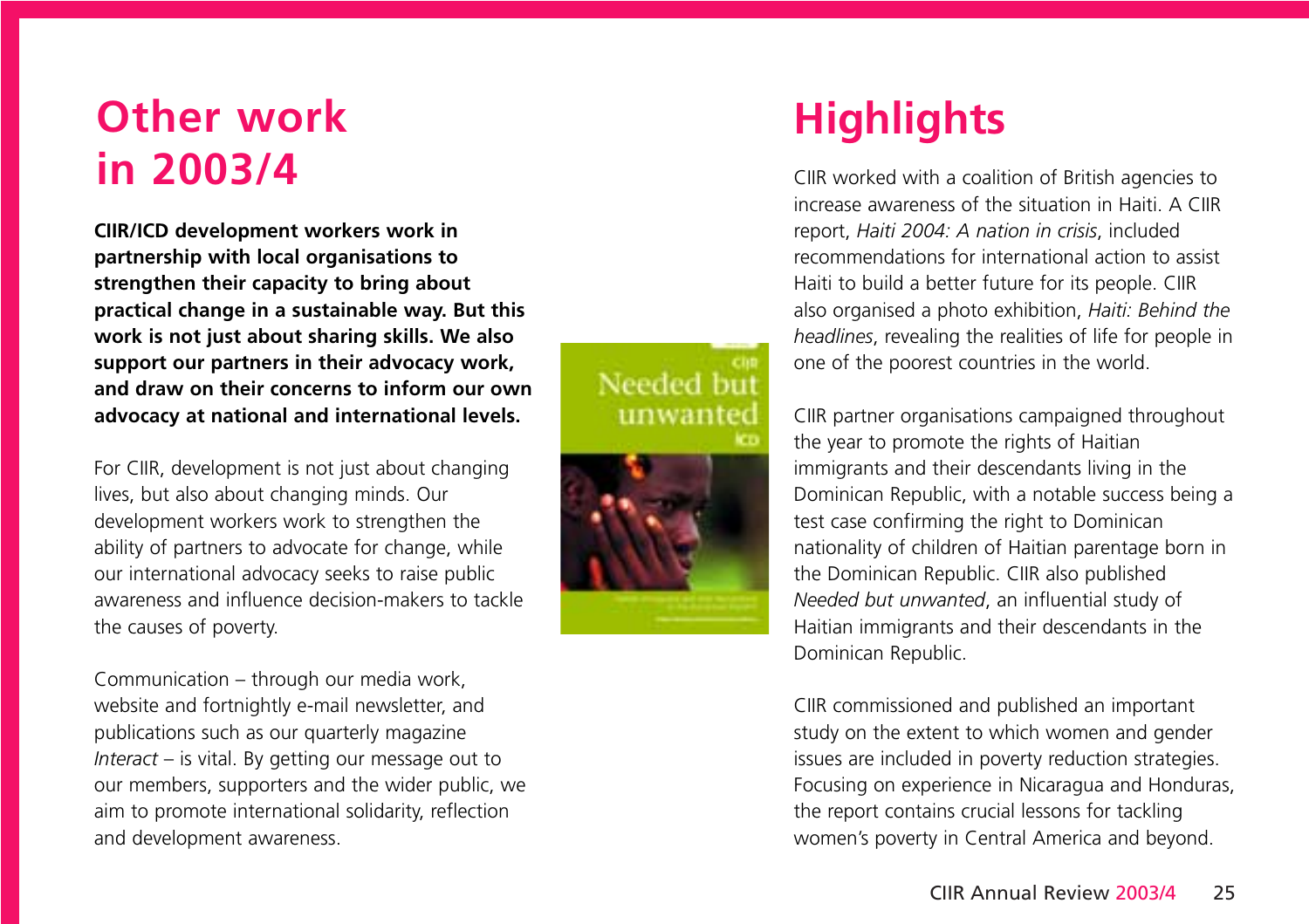# Other work in 2003/4

**CIIR/ICD development workers work in partnership with local organisations to strengthen their capacity to bring about practical change in a sustainable way. But this work is not just about sharing skills. We also support our partners in their advocacy work, and draw on their concerns to inform our own advocacy at national and international levels.**

For CIIR, development is not just about changing lives, but also about changing minds. Our development workers work to strengthen the ability of partners to advocate for change, while our international advocacy seeks to raise public awareness and influence decision-makers to tackle the causes of poverty.

Communication – through our media work, website and fortnightly e-mail newsletter, and publications such as our quarterly magazine *Interact* – is vital. By getting our message out to our members, supporters and the wider public, we aim to promote international solidarity, reflection and development awareness.

# Highlights

CIIR worked with a coalition of British agencies to increase awareness of the situation in Haiti. A CIIR report, *Haiti 2004: A nation in crisis*, included recommendations for international action to assist Haiti to build a better future for its people. CIIR also organised a photo exhibition, *Haiti: Behind the headlines*, revealing the realities of life for people in one of the poorest countries in the world.

CIIR partner organisations campaigned throughout the year to promote the rights of Haitian immigrants and their descendants living in the Dominican Republic, with a notable success being a test case confirming the right to Dominican nationality of children of Haitian parentage born in the Dominican Republic. CIIR also published *Needed but unwanted*, an influential study of Haitian immigrants and their descendants in the Dominican Republic.

CIIR commissioned and published an important study on the extent to which women and gender issues are included in poverty reduction strategies. Focusing on experience in Nicaragua and Honduras, the report contains crucial lessons for tackling women's poverty in Central America and beyond.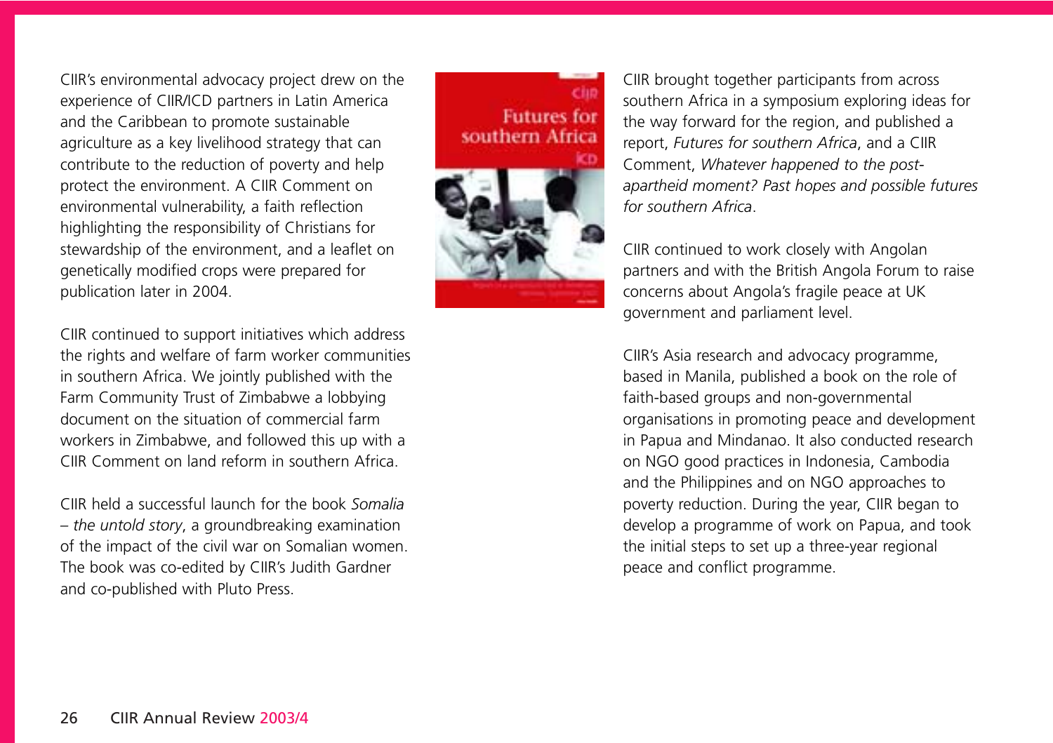CIIR's environmental advocacy project drew on the experience of CIIR/ICD partners in Latin America and the Caribbean to promote sustainable agriculture as a key livelihood strategy that can contribute to the reduction of poverty and help protect the environment. A CIIR Comment on environmental vulnerability, a faith reflection highlighting the responsibility of Christians for stewardship of the environment, and a leaflet on genetically modified crops were prepared for publication later in 2004.

CIIR continued to support initiatives which address the rights and welfare of farm worker communities in southern Africa. We jointly published with the Farm Community Trust of Zimbabwe a lobbying document on the situation of commercial farm workers in Zimbabwe, and followed this up with a CIIR Comment on land reform in southern Africa.

CIIR held a successful launch for the book *Somalia – the untold story*, a groundbreaking examination of the impact of the civil war on Somalian women. The book was co-edited by CIIR's Judith Gardner and co-published with Pluto Press.

CIIR brought together participants from across southern Africa in a symposium exploring ideas for the way forward for the region, and published a report, *Futures for southern Africa*, and a CIIR Comment, *Whatever happened to the post-apartheid moment? Past hopes and possible futures for southern Africa*.

CIIR continued to work closely with Angolan partners and with the British Angola Forum to raise concerns about Angola's fragile peace at UK government and parliament level.

CIIR's Asia research and advocacy programme, based in Manila, published a book on the role of faith-based groups and non-governmental organisations in promoting peace and development in Papua and Mindanao. It also conducted research on NGO good practices in Indonesia, Cambodia and the Philippines and on NGO approaches to poverty reduction. During the year, CIIR began to develop a programme of work on Papua, and took the initial steps to set up a three-year regional peace and conflict programme.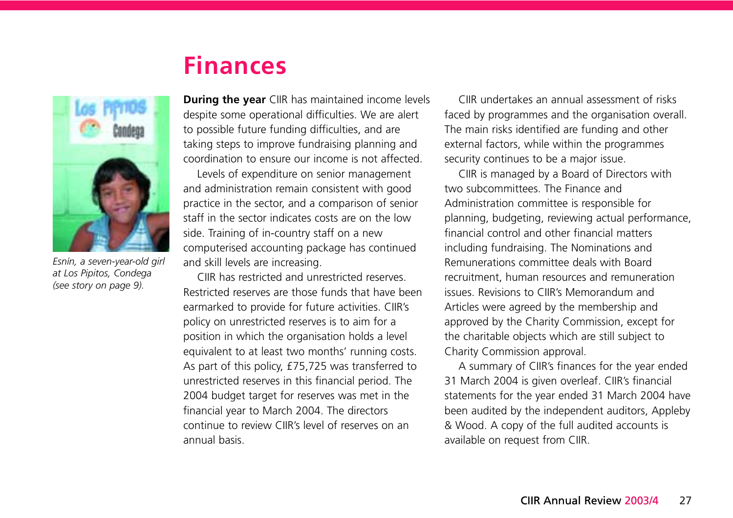# Finances

*Esnín, a seven-year-old girl at Los Pipitos, Condega (see story on page 9).*

**During the year** CIIR has maintained income levels despite some operational difficulties. We are alert to possible future funding difficulties, and are taking steps to improve fundraising planning and coordination to ensure our income is not affected.

Levels of expenditure on senior management and administration remain consistent with good practice in the sector, and a comparison of senior staff in the sector indicates costs are on the low side. Training of in-country staff on a new computerised accounting package has continued and skill levels are increasing.

CIIR has restricted and unrestricted reserves. Restricted reserves are those funds that have been earmarked to provide for future activities. CIIR's policy on unrestricted reserves is to aim for a position in which the organisation holds a level equivalent to at least two months' running costs. As part of this policy, £75,725 was transferred to unrestricted reserves in this financial period. The 2004 budget target for reserves was met in the financial year to March 2004. The directors continue to review CIIR's level of reserves on an annual basis.

CIIR undertakes an annual assessment of risks faced by programmes and the organisation overall. The main risks identified are funding and other external factors, while within the programmes security continues to be a major issue.

CIIR is managed by a Board of Directors with two subcommittees. The Finance and Administration committee is responsible for planning, budgeting, reviewing actual performance, financial control and other financial matters including fundraising. The Nominations and Remunerations committee deals with Board recruitment, human resources and remuneration issues. Revisions to CIIR's Memorandum and Articles were agreed by the membership and approved by the Charity Commission, except for the charitable objects which are still subject to Charity Commission approval.

A summary of CIIR's finances for the year ended 31 March 2004 is given overleaf. CIIR's financial statements for the year ended 31 March 2004 have been audited by the independent auditors, Appleby & Wood. A copy of the full audited accounts is available on request from CIIR.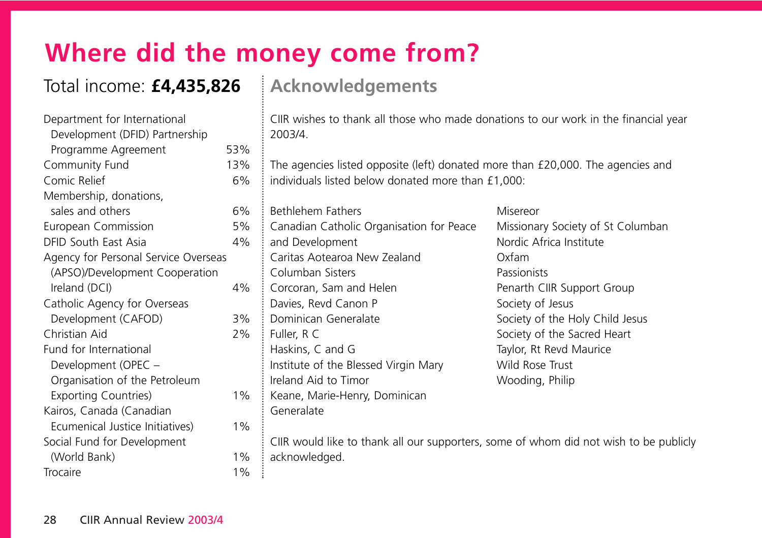# Where did the money come from?

## Total income: **£4,435,826**

| Source | % |
|---|---|
| Department for International Development (DFID) Partnership Programme Agreement | 53% |
| Community Fund | 13% |
| Comic Relief | 6% |
| Membership, donations, sales and others | 6% |
| European Commission | 5% |
| DFID South East Asia | 4% |
| Agency for Personal Service Overseas (APSO)/Development Cooperation Ireland (DCI) | 4% |
| Catholic Agency for Overseas Development (CAFOD) | 3% |
| Christian Aid | 2% |
| Fund for International Development (OPEC – Organisation of the Petroleum Exporting Countries) | 1% |
| Kairos, Canada (Canadian Ecumenical Justice Initiatives) | 1% |
| Social Fund for Development (World Bank) | 1% |
| Trocaire | 1% |

## Acknowledgements

CIIR wishes to thank all those who made donations to our work in the financial year 2003/4.

The agencies listed opposite (left) donated more than £20,000. The agencies and individuals listed below donated more than £1,000:

Bethlehem Fathers  
Canadian Catholic Organisation for Peace and Development  
Caritas Aotearoa New Zealand  
Columban Sisters  
Corcoran, Sam and Helen  
Davies, Revd Canon P  
Dominican Generalate  
Fuller, R C  
Haskins, C and G  
Institute of the Blessed Virgin Mary  
Ireland Aid to Timor  
Keane, Marie-Henry, Dominican Generalate  
Misereor  
Missionary Society of St Columban  
Nordic Africa Institute  
Oxfam  
Passionists  
Penarth CIIR Support Group  
Society of Jesus  
Society of the Holy Child Jesus  
Society of the Sacred Heart  
Taylor, Rt Revd Maurice  
Wild Rose Trust  
Wooding, Philip

CIIR would like to thank all our supporters, some of whom did not wish to be publicly acknowledged.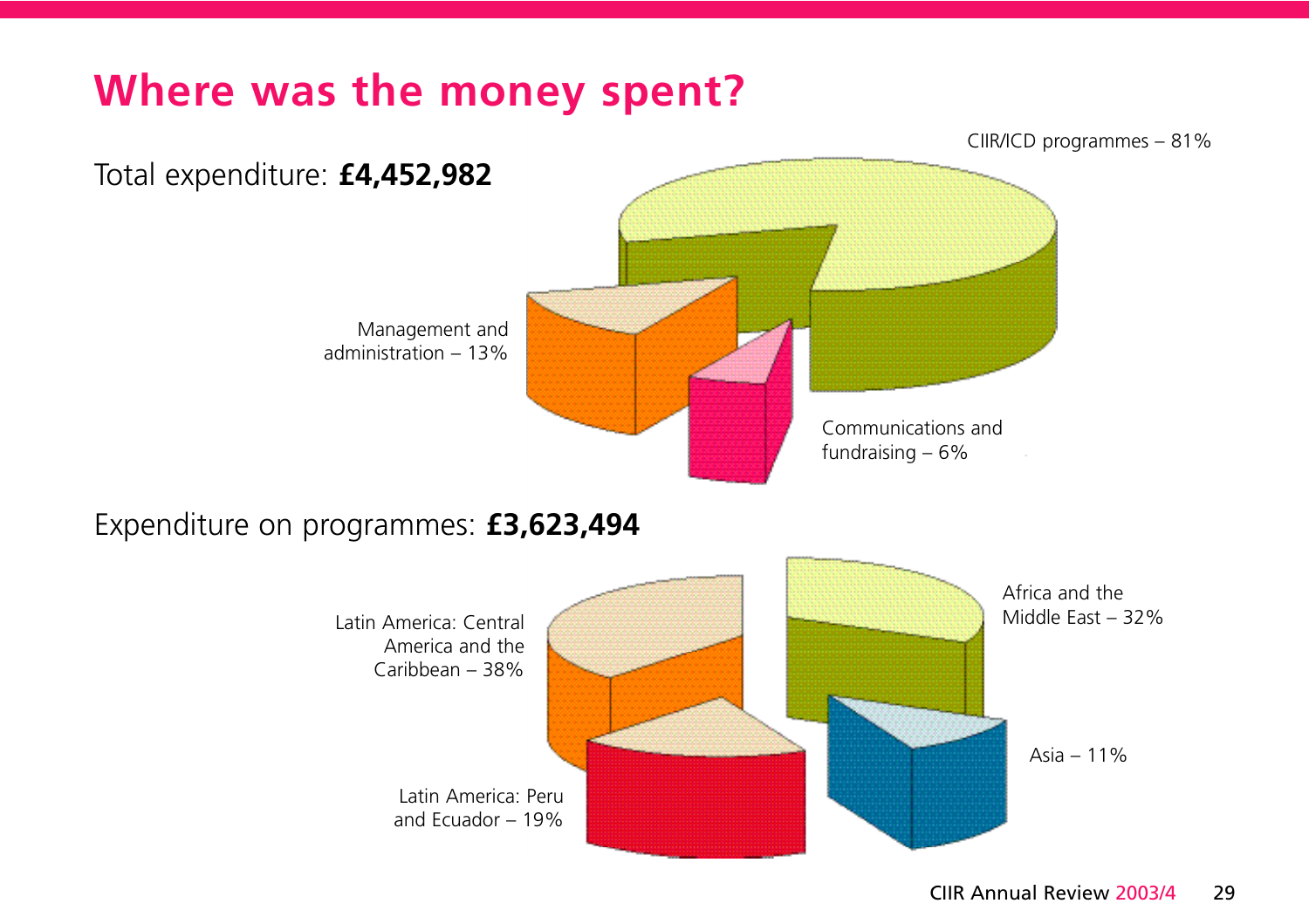# Where was the money spent?

Total expenditure: **£4,452,982**

CIIR/ICD programmes – 81%

Management and administration – 13%

Communications and fundraising – 6%

Expenditure on programmes: **£3,623,494**

Latin America: Central America and the Caribbean – 38%

Africa and the Middle East – 32%

Asia – 11%

Latin America: Peru and Ecuador – 19%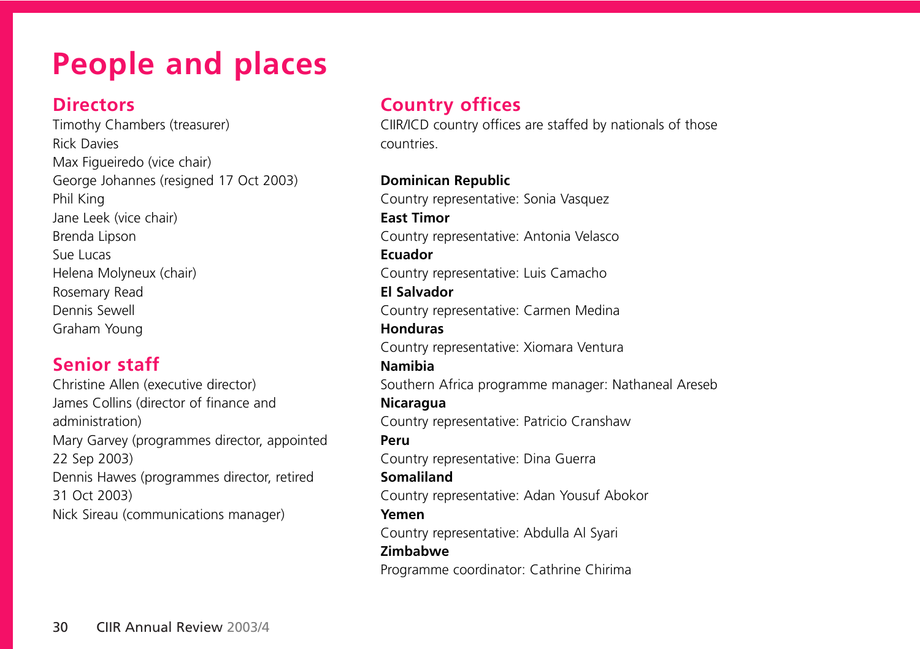# People and places

## Directors

Timothy Chambers (treasurer)
Rick Davies
Max Figueiredo (vice chair)
George Johannes (resigned 17 Oct 2003)
Phil King
Jane Leek (vice chair)
Brenda Lipson
Sue Lucas
Helena Molyneux (chair)
Rosemary Read
Dennis Sewell
Graham Young

## Senior staff

Christine Allen (executive director)
James Collins (director of finance and administration)
Mary Garvey (programmes director, appointed 22 Sep 2003)
Dennis Hawes (programmes director, retired 31 Oct 2003)
Nick Sireau (communications manager)

## Country offices

CIIR/ICD country offices are staffed by nationals of those countries.

**Dominican Republic**
Country representative: Sonia Vasquez

**East Timor**
Country representative: Antonia Velasco

**Ecuador**
Country representative: Luis Camacho

**El Salvador**
Country representative: Carmen Medina

**Honduras**
Country representative: Xiomara Ventura

**Namibia**
Southern Africa programme manager: Nathaneal Areseb

**Nicaragua**
Country representative: Patricio Cranshaw

**Peru**
Country representative: Dina Guerra

**Somaliland**
Country representative: Adan Yousuf Abokor

**Yemen**
Country representative: Abdulla Al Syari

**Zimbabwe**
Programme coordinator: Cathrine Chirima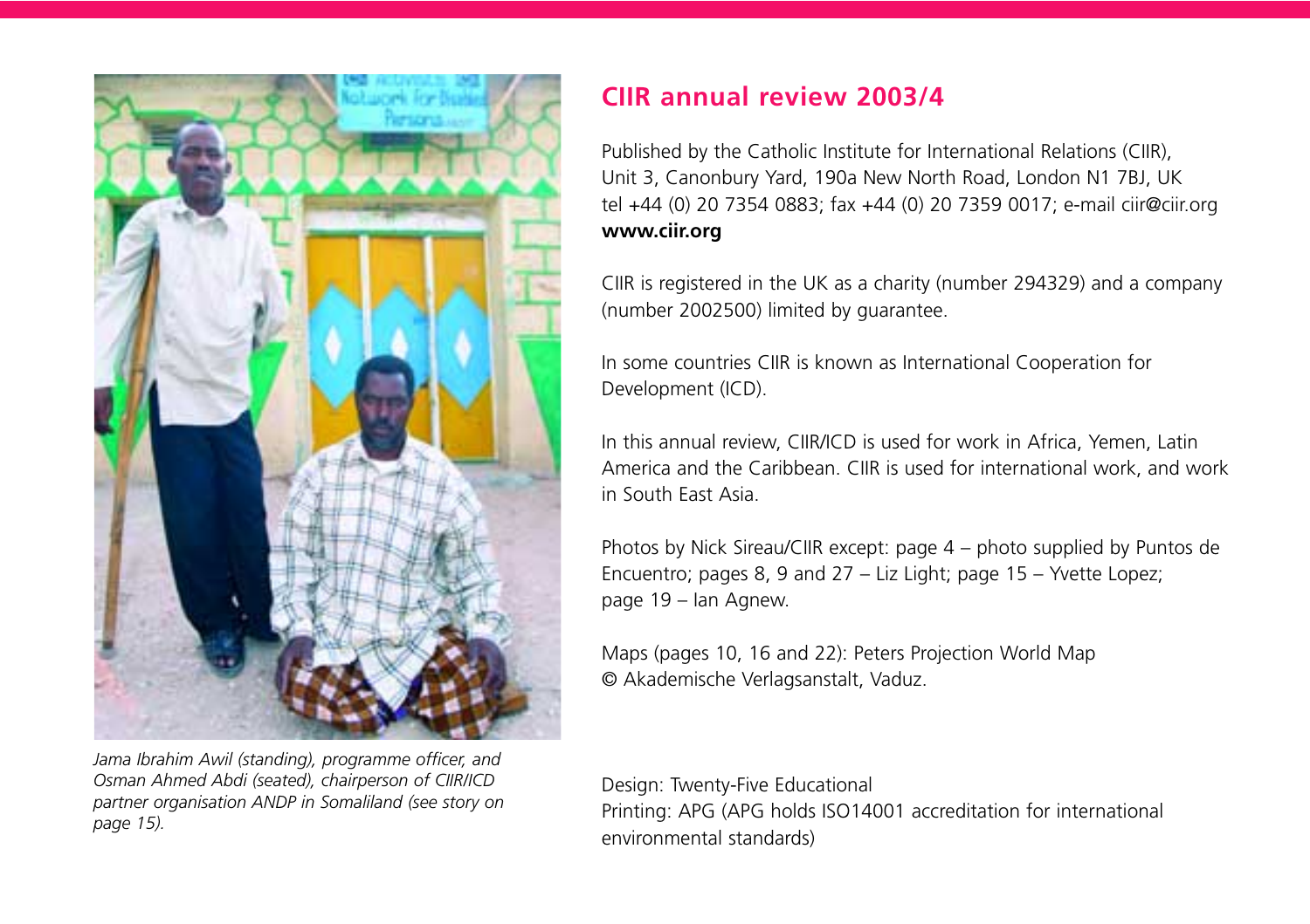*Jama Ibrahim Awil (standing), programme officer, and Osman Ahmed Abdi (seated), chairperson of CIIR/ICD partner organisation ANDP in Somaliland (see story on page 15).*

## CIIR annual review 2003/4

Published by the Catholic Institute for International Relations (CIIR), Unit 3, Canonbury Yard, 190a New North Road, London N1 7BJ, UK tel +44 (0) 20 7354 0883; fax +44 (0) 20 7359 0017; e-mail ciir@ciir.org **www.ciir.org**

CIIR is registered in the UK as a charity (number 294329) and a company (number 2002500) limited by guarantee.

In some countries CIIR is known as International Cooperation for Development (ICD).

In this annual review, CIIR/ICD is used for work in Africa, Yemen, Latin America and the Caribbean. CIIR is used for international work, and work in South East Asia.

Photos by Nick Sireau/CIIR except: page 4 – photo supplied by Puntos de Encuentro; pages 8, 9 and 27 – Liz Light; page 15 – Yvette Lopez; page 19 – Ian Agnew.

Maps (pages 10, 16 and 22): Peters Projection World Map © Akademische Verlagsanstalt, Vaduz.

Design: Twenty-Five Educational
Printing: APG (APG holds ISO14001 accreditation for international environmental standards)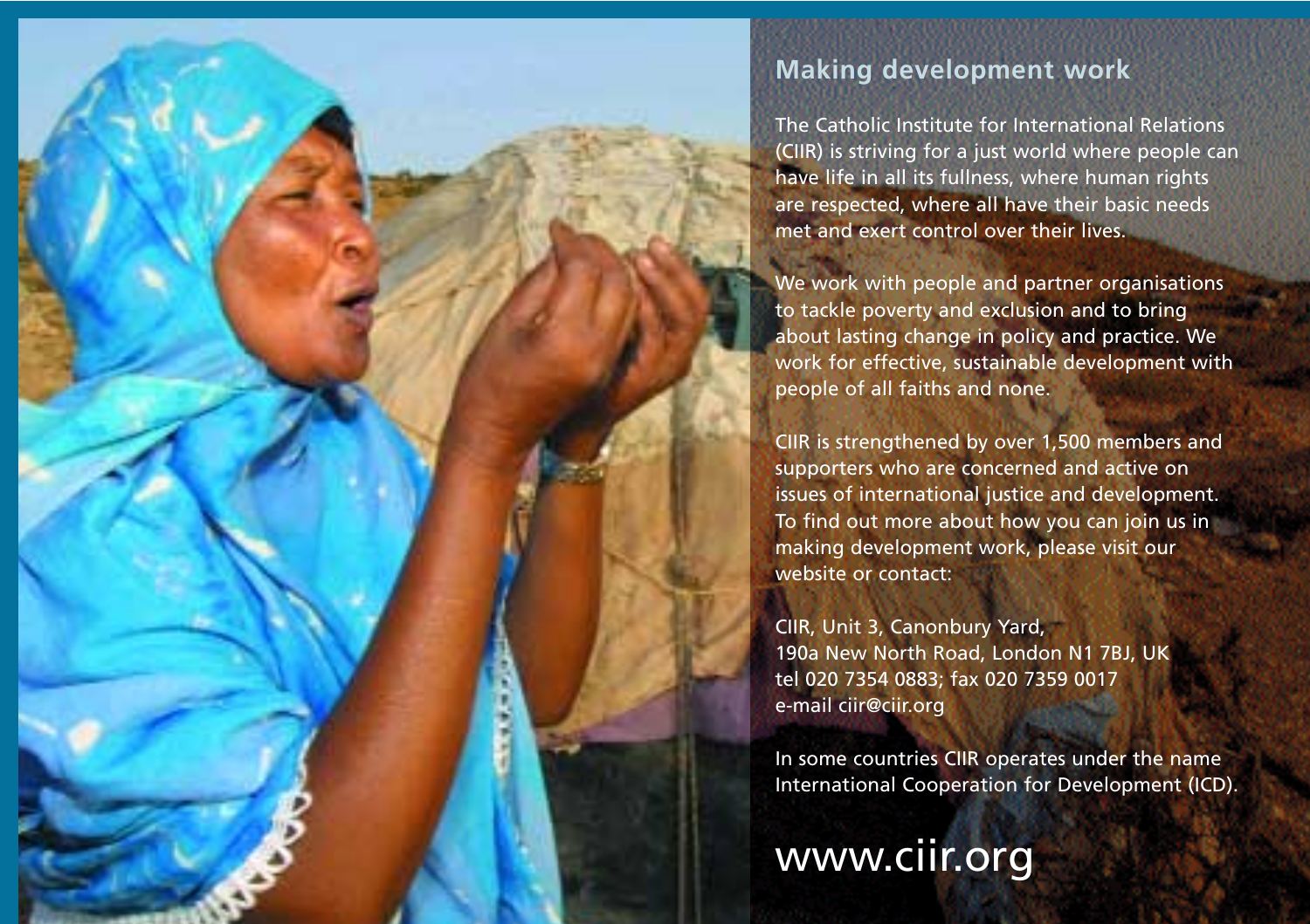## Making development work

The Catholic Institute for International Relations (CIIR) is striving for a just world where people can have life in all its fullness, where human rights are respected, where all have their basic needs met and exert control over their lives.

We work with people and partner organisations to tackle poverty and exclusion and to bring about lasting change in policy and practice. We work for effective, sustainable development with people of all faiths and none.

CIIR is strengthened by over 1,500 members and supporters who are concerned and active on issues of international justice and development. To find out more about how you can join us in making development work, please visit our website or contact:

CIIR, Unit 3, Canonbury Yard,
190a New North Road, London N1 7BJ, UK
tel 020 7354 0883; fax 020 7359 0017
e-mail ciir@ciir.org

In some countries CIIR operates under the name International Cooperation for Development (ICD).

# www.ciir.org